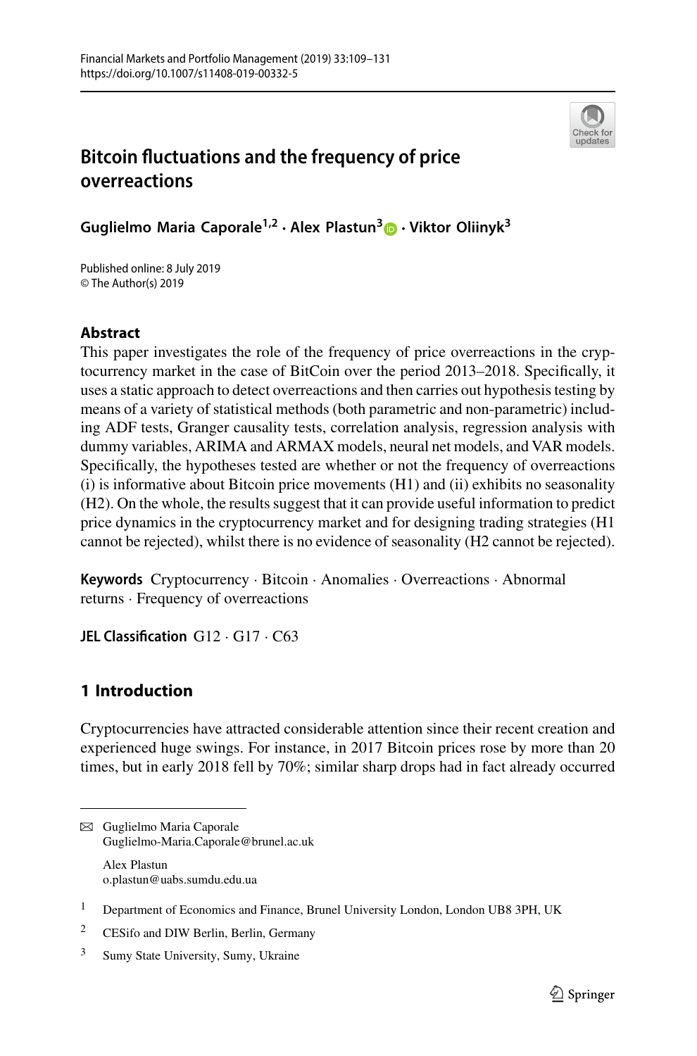# Bitcoin fluctuations and the frequency of price overreactions

**Guglielmo Maria Caporale**[1,2] **· Alex Plastun**[3] **· Viktor Oliinyk**[3]

Published online: 8 July 2019
© The Author(s) 2019

## Abstract

This paper investigates the role of the frequency of price overreactions in the cryptocurrency market in the case of BitCoin over the period 2013–2018. Specifically, it uses a static approach to detect overreactions and then carries out hypothesis testing by means of a variety of statistical methods (both parametric and non-parametric) including ADF tests, Granger causality tests, correlation analysis, regression analysis with dummy variables, ARIMA and ARMAX models, neural net models, and VAR models. Specifically, the hypotheses tested are whether or not the frequency of overreactions (i) is informative about Bitcoin price movements (H1) and (ii) exhibits no seasonality (H2). On the whole, the results suggest that it can provide useful information to predict price dynamics in the cryptocurrency market and for designing trading strategies (H1 cannot be rejected), whilst there is no evidence of seasonality (H2 cannot be rejected).

**Keywords** Cryptocurrency · Bitcoin · Anomalies · Overreactions · Abnormal returns · Frequency of overreactions

**JEL Classification** G12 · G17 · C63

## 1 Introduction

Cryptocurrencies have attracted considerable attention since their recent creation and experienced huge swings. For instance, in 2017 Bitcoin prices rose by more than 20 times, but in early 2018 fell by 70%; similar sharp drops had in fact already occurred

---

✉ Guglielmo Maria Caporale
Guglielmo-Maria.Caporale@brunel.ac.uk

Alex Plastun
o.plastun@uabs.sumdu.edu.ua

[1] Department of Economics and Finance, Brunel University London, London UB8 3PH, UK

[2] CESifo and DIW Berlin, Berlin, Germany

[3] Sumy State University, Sumy, Ukraine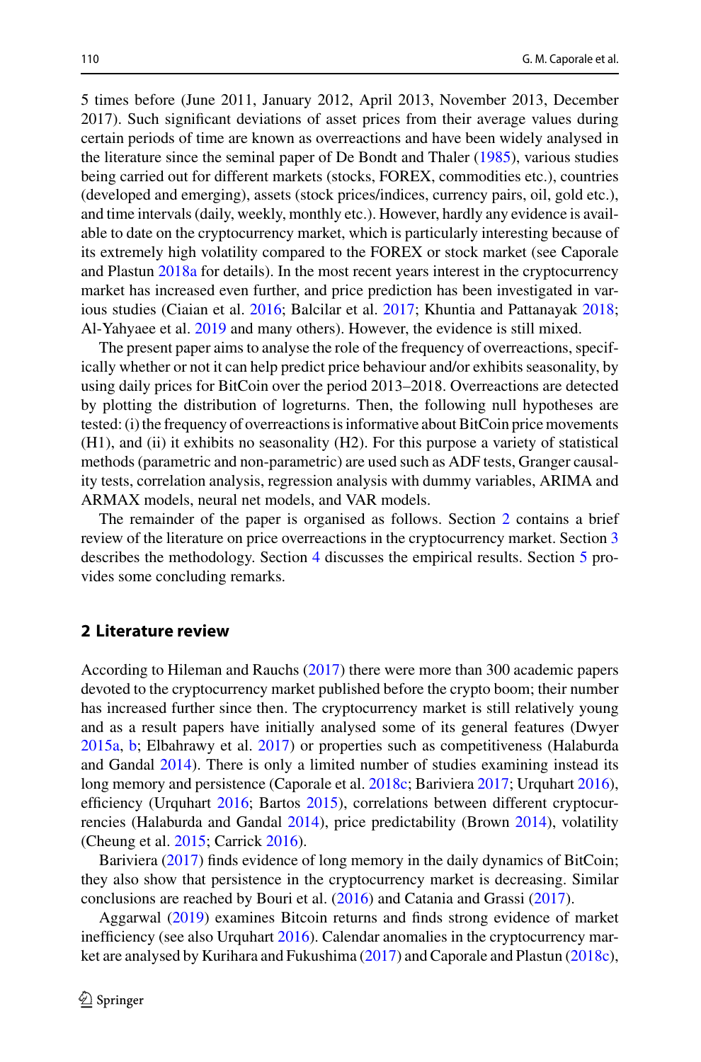5 times before (June 2011, January 2012, April 2013, November 2013, December 2017). Such significant deviations of asset prices from their average values during certain periods of time are known as overreactions and have been widely analysed in the literature since the seminal paper of De Bondt and Thaler (1985), various studies being carried out for different markets (stocks, FOREX, commodities etc.), countries (developed and emerging), assets (stock prices/indices, currency pairs, oil, gold etc.), and time intervals (daily, weekly, monthly etc.). However, hardly any evidence is available to date on the cryptocurrency market, which is particularly interesting because of its extremely high volatility compared to the FOREX or stock market (see Caporale and Plastun 2018a for details). In the most recent years interest in the cryptocurrency market has increased even further, and price prediction has been investigated in various studies (Ciaian et al. 2016; Balcilar et al. 2017; Khuntia and Pattanayak 2018; Al-Yahyaee et al. 2019 and many others). However, the evidence is still mixed.

The present paper aims to analyse the role of the frequency of overreactions, specifically whether or not it can help predict price behaviour and/or exhibits seasonality, by using daily prices for BitCoin over the period 2013–2018. Overreactions are detected by plotting the distribution of logreturns. Then, the following null hypotheses are tested: (i) the frequency of overreactions is informative about BitCoin price movements (H1), and (ii) it exhibits no seasonality (H2). For this purpose a variety of statistical methods (parametric and non-parametric) are used such as ADF tests, Granger causality tests, correlation analysis, regression analysis with dummy variables, ARIMA and ARMAX models, neural net models, and VAR models.

The remainder of the paper is organised as follows. Section 2 contains a brief review of the literature on price overreactions in the cryptocurrency market. Section 3 describes the methodology. Section 4 discusses the empirical results. Section 5 provides some concluding remarks.

## 2 Literature review

According to Hileman and Rauchs (2017) there were more than 300 academic papers devoted to the cryptocurrency market published before the crypto boom; their number has increased further since then. The cryptocurrency market is still relatively young and as a result papers have initially analysed some of its general features (Dwyer 2015a, b; Elbahrawy et al. 2017) or properties such as competitiveness (Halaburda and Gandal 2014). There is only a limited number of studies examining instead its long memory and persistence (Caporale et al. 2018c; Bariviera 2017; Urquhart 2016), efficiency (Urquhart 2016; Bartos 2015), correlations between different cryptocurrencies (Halaburda and Gandal 2014), price predictability (Brown 2014), volatility (Cheung et al. 2015; Carrick 2016).

Bariviera (2017) finds evidence of long memory in the daily dynamics of BitCoin; they also show that persistence in the cryptocurrency market is decreasing. Similar conclusions are reached by Bouri et al. (2016) and Catania and Grassi (2017).

Aggarwal (2019) examines Bitcoin returns and finds strong evidence of market inefficiency (see also Urquhart 2016). Calendar anomalies in the cryptocurrency market are analysed by Kurihara and Fukushima (2017) and Caporale and Plastun (2018c),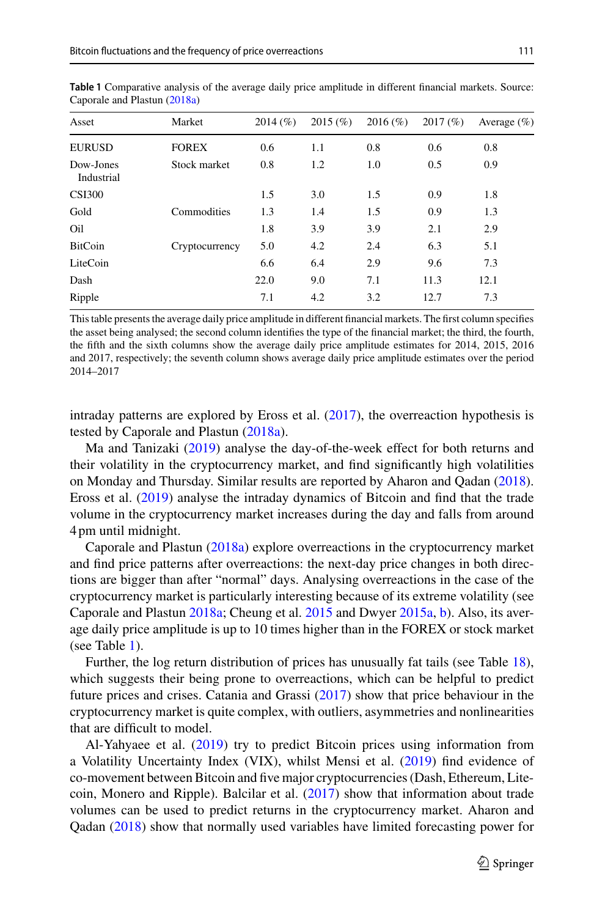**Table 1** Comparative analysis of the average daily price amplitude in different financial markets. Source: Caporale and Plastun (2018a)

| Asset | Market | 2014 (%) | 2015 (%) | 2016 (%) | 2017 (%) | Average (%) |
|---|---|---|---|---|---|---|
| EURUSD | FOREX | 0.6 | 1.1 | 0.8 | 0.6 | 0.8 |
| Dow-Jones Industrial | Stock market | 0.8 | 1.2 | 1.0 | 0.5 | 0.9 |
| CSI300 | | 1.5 | 3.0 | 1.5 | 0.9 | 1.8 |
| Gold | Commodities | 1.3 | 1.4 | 1.5 | 0.9 | 1.3 |
| Oil | | 1.8 | 3.9 | 3.9 | 2.1 | 2.9 |
| BitCoin | Cryptocurrency | 5.0 | 4.2 | 2.4 | 6.3 | 5.1 |
| LiteCoin | | 6.6 | 6.4 | 2.9 | 9.6 | 7.3 |
| Dash | | 22.0 | 9.0 | 7.1 | 11.3 | 12.1 |
| Ripple | | 7.1 | 4.2 | 3.2 | 12.7 | 7.3 |

This table presents the average daily price amplitude in different financial markets. The first column specifies the asset being analysed; the second column identifies the type of the financial market; the third, the fourth, the fifth and the sixth columns show the average daily price amplitude estimates for 2014, 2015, 2016 and 2017, respectively; the seventh column shows average daily price amplitude estimates over the period 2014–2017

intraday patterns are explored by Eross et al. (2017), the overreaction hypothesis is tested by Caporale and Plastun (2018a).

Ma and Tanizaki (2019) analyse the day-of-the-week effect for both returns and their volatility in the cryptocurrency market, and find significantly high volatilities on Monday and Thursday. Similar results are reported by Aharon and Qadan (2018). Eross et al. (2019) analyse the intraday dynamics of Bitcoin and find that the trade volume in the cryptocurrency market increases during the day and falls from around 4 pm until midnight.

Caporale and Plastun (2018a) explore overreactions in the cryptocurrency market and find price patterns after overreactions: the next-day price changes in both directions are bigger than after "normal" days. Analysing overreactions in the case of the cryptocurrency market is particularly interesting because of its extreme volatility (see Caporale and Plastun 2018a; Cheung et al. 2015 and Dwyer 2015a, b). Also, its average daily price amplitude is up to 10 times higher than in the FOREX or stock market (see Table 1).

Further, the log return distribution of prices has unusually fat tails (see Table 18), which suggests their being prone to overreactions, which can be helpful to predict future prices and crises. Catania and Grassi (2017) show that price behaviour in the cryptocurrency market is quite complex, with outliers, asymmetries and nonlinearities that are difficult to model.

Al-Yahyaee et al. (2019) try to predict Bitcoin prices using information from a Volatility Uncertainty Index (VIX), whilst Mensi et al. (2019) find evidence of co-movement between Bitcoin and five major cryptocurrencies (Dash, Ethereum, Litecoin, Monero and Ripple). Balcilar et al. (2017) show that information about trade volumes can be used to predict returns in the cryptocurrency market. Aharon and Qadan (2018) show that normally used variables have limited forecasting power for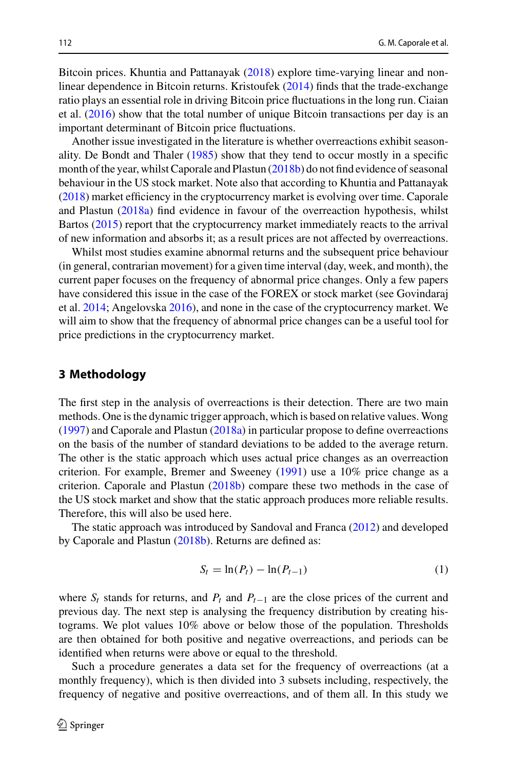Bitcoin prices. Khuntia and Pattanayak (2018) explore time-varying linear and non-linear dependence in Bitcoin returns. Kristoufek (2014) finds that the trade-exchange ratio plays an essential role in driving Bitcoin price fluctuations in the long run. Ciaian et al. (2016) show that the total number of unique Bitcoin transactions per day is an important determinant of Bitcoin price fluctuations.

Another issue investigated in the literature is whether overreactions exhibit seasonality. De Bondt and Thaler (1985) show that they tend to occur mostly in a specific month of the year, whilst Caporale and Plastun (2018b) do not find evidence of seasonal behaviour in the US stock market. Note also that according to Khuntia and Pattanayak (2018) market efficiency in the cryptocurrency market is evolving over time. Caporale and Plastun (2018a) find evidence in favour of the overreaction hypothesis, whilst Bartos (2015) report that the cryptocurrency market immediately reacts to the arrival of new information and absorbs it; as a result prices are not affected by overreactions.

Whilst most studies examine abnormal returns and the subsequent price behaviour (in general, contrarian movement) for a given time interval (day, week, and month), the current paper focuses on the frequency of abnormal price changes. Only a few papers have considered this issue in the case of the FOREX or stock market (see Govindaraj et al. 2014; Angelovska 2016), and none in the case of the cryptocurrency market. We will aim to show that the frequency of abnormal price changes can be a useful tool for price predictions in the cryptocurrency market.

## 3 Methodology

The first step in the analysis of overreactions is their detection. There are two main methods. One is the dynamic trigger approach, which is based on relative values. Wong (1997) and Caporale and Plastun (2018a) in particular propose to define overreactions on the basis of the number of standard deviations to be added to the average return. The other is the static approach which uses actual price changes as an overreaction criterion. For example, Bremer and Sweeney (1991) use a 10% price change as a criterion. Caporale and Plastun (2018b) compare these two methods in the case of the US stock market and show that the static approach produces more reliable results. Therefore, this will also be used here.

The static approach was introduced by Sandoval and Franca (2012) and developed by Caporale and Plastun (2018b). Returns are defined as:

$$S_t = \ln(P_t) - \ln(P_{t-1}) \tag{1}$$

where $S_t$ stands for returns, and $P_t$ and $P_{t-1}$ are the close prices of the current and previous day. The next step is analysing the frequency distribution by creating histograms. We plot values 10% above or below those of the population. Thresholds are then obtained for both positive and negative overreactions, and periods can be identified when returns were above or equal to the threshold.

Such a procedure generates a data set for the frequency of overreactions (at a monthly frequency), which is then divided into 3 subsets including, respectively, the frequency of negative and positive overreactions, and of them all. In this study we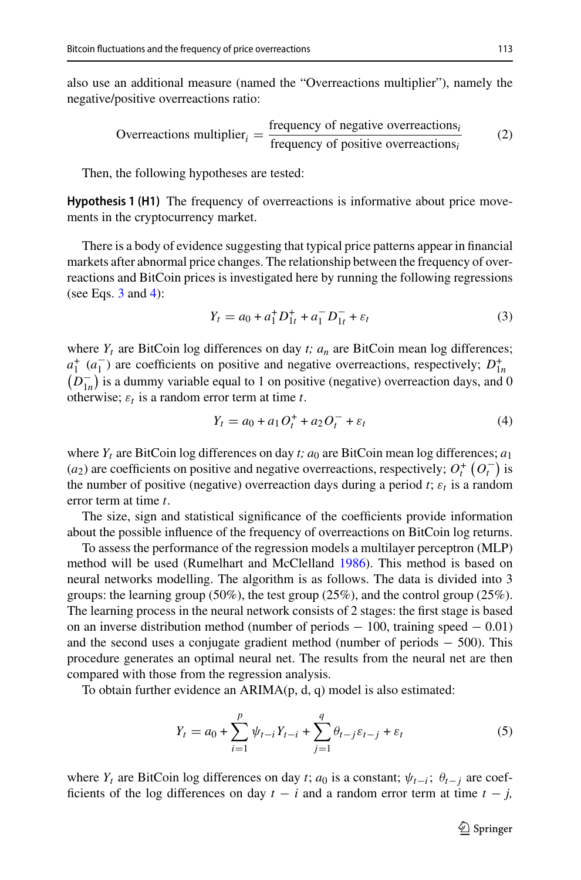also use an additional measure (named the "Overreactions multiplier"), namely the negative/positive overreactions ratio:

$$\text{Overreactions multiplier}_i = \frac{\text{frequency of negative overreactions}_i}{\text{frequency of positive overreactions}_i} \tag{2}$$

Then, the following hypotheses are tested:

**Hypothesis 1 (H1)** The frequency of overreactions is informative about price movements in the cryptocurrency market.

There is a body of evidence suggesting that typical price patterns appear in financial markets after abnormal price changes. The relationship between the frequency of overreactions and BitCoin prices is investigated here by running the following regressions (see Eqs. 3 and 4):

$$Y_t = a_0 + a_1^+ D_{1t}^+ + a_1^- D_{1t}^- + \varepsilon_t \tag{3}$$

where $Y_t$ are BitCoin log differences on day $t$; $a_n$ are BitCoin mean log differences; $a_1^+$ ($a_1^-$) are coefficients on positive and negative overreactions, respectively; $D_{1n}^+$ $\left(D_{1n}^-\right)$ is a dummy variable equal to 1 on positive (negative) overreaction days, and 0 otherwise; $\varepsilon_t$ is a random error term at time $t$.

$$Y_t = a_0 + a_1 O_t^+ + a_2 O_t^- + \varepsilon_t \tag{4}$$

where $Y_t$ are BitCoin log differences on day $t$; $a_0$ are BitCoin mean log differences; $a_1$ ($a_2$) are coefficients on positive and negative overreactions, respectively; $O_t^+$ $\left(O_t^-\right)$ is the number of positive (negative) overreaction days during a period $t$; $\varepsilon_t$ is a random error term at time $t$.

The size, sign and statistical significance of the coefficients provide information about the possible influence of the frequency of overreactions on BitCoin log returns.

To assess the performance of the regression models a multilayer perceptron (MLP) method will be used (Rumelhart and McClelland 1986). This method is based on neural networks modelling. The algorithm is as follows. The data is divided into 3 groups: the learning group (50%), the test group (25%), and the control group (25%). The learning process in the neural network consists of 2 stages: the first stage is based on an inverse distribution method (number of periods − 100, training speed − 0.01) and the second uses a conjugate gradient method (number of periods − 500). This procedure generates an optimal neural net. The results from the neural net are then compared with those from the regression analysis.

To obtain further evidence an ARIMA(p, d, q) model is also estimated:

$$Y_t = a_0 + \sum_{i=1}^{p} \psi_{t-i} Y_{t-i} + \sum_{j=1}^{q} \theta_{t-j} \varepsilon_{t-j} + \varepsilon_t \tag{5}$$

where $Y_t$ are BitCoin log differences on day $t$; $a_0$ is a constant; $\psi_{t-i}$; $\theta_{t-j}$ are coefficients of the log differences on day $t - i$ and a random error term at time $t - j$,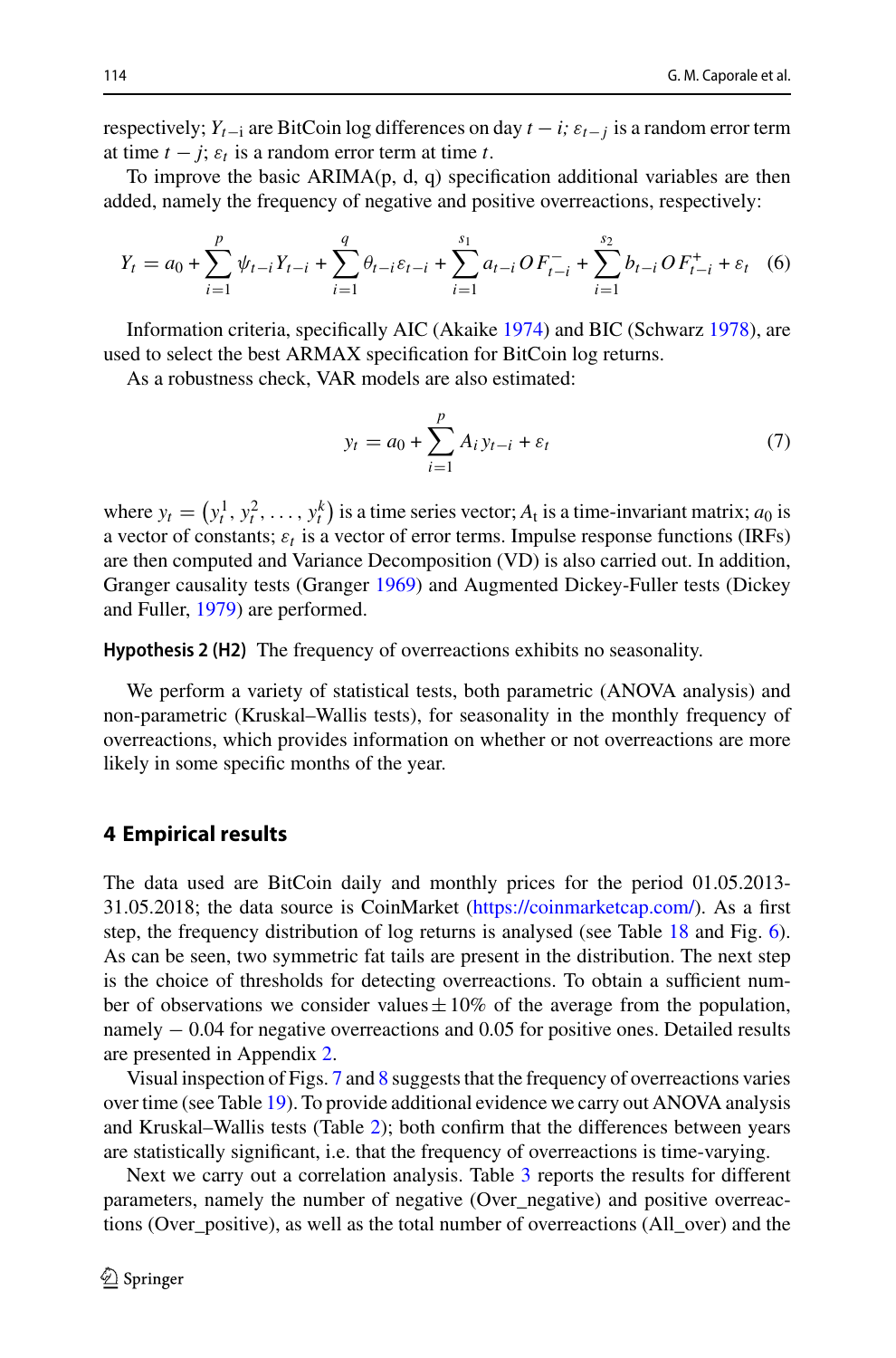respectively; $Y_{t-\mathrm{i}}$ are BitCoin log differences on day $t-i$; $\varepsilon_{t-j}$ is a random error term at time $t-j$; $\varepsilon_t$ is a random error term at time $t$.

To improve the basic ARIMA(p, d, q) specification additional variables are then added, namely the frequency of negative and positive overreactions, respectively:

$$Y_t = a_0 + \sum_{i=1}^{p} \psi_{t-i} Y_{t-i} + \sum_{i=1}^{q} \theta_{t-i} \varepsilon_{t-i} + \sum_{i=1}^{s_1} a_{t-i} OF_{t-i}^{-} + \sum_{i=1}^{s_2} b_{t-i} OF_{t-i}^{+} + \varepsilon_t \quad (6)$$

Information criteria, specifically AIC (Akaike 1974) and BIC (Schwarz 1978), are used to select the best ARMAX specification for BitCoin log returns.

As a robustness check, VAR models are also estimated:

$$y_t = a_0 + \sum_{i=1}^{p} A_i y_{t-i} + \varepsilon_t \quad (7)$$

where $y_t = \left(y_t^1, y_t^2, \ldots, y_t^k\right)$ is a time series vector; $A_\mathrm{t}$ is a time-invariant matrix; $a_0$ is a vector of constants; $\varepsilon_t$ is a vector of error terms. Impulse response functions (IRFs) are then computed and Variance Decomposition (VD) is also carried out. In addition, Granger causality tests (Granger 1969) and Augmented Dickey-Fuller tests (Dickey and Fuller, 1979) are performed.

**Hypothesis 2 (H2)** The frequency of overreactions exhibits no seasonality.

We perform a variety of statistical tests, both parametric (ANOVA analysis) and non-parametric (Kruskal–Wallis tests), for seasonality in the monthly frequency of overreactions, which provides information on whether or not overreactions are more likely in some specific months of the year.

## 4 Empirical results

The data used are BitCoin daily and monthly prices for the period 01.05.2013-31.05.2018; the data source is CoinMarket (https://coinmarketcap.com/). As a first step, the frequency distribution of log returns is analysed (see Table 18 and Fig. 6). As can be seen, two symmetric fat tails are present in the distribution. The next step is the choice of thresholds for detecting overreactions. To obtain a sufficient number of observations we consider values ± 10% of the average from the population, namely − 0.04 for negative overreactions and 0.05 for positive ones. Detailed results are presented in Appendix 2.

Visual inspection of Figs. 7 and 8 suggests that the frequency of overreactions varies over time (see Table 19). To provide additional evidence we carry out ANOVA analysis and Kruskal–Wallis tests (Table 2); both confirm that the differences between years are statistically significant, i.e. that the frequency of overreactions is time-varying.

Next we carry out a correlation analysis. Table 3 reports the results for different parameters, namely the number of negative (Over_negative) and positive overreactions (Over_positive), as well as the total number of overreactions (All_over) and the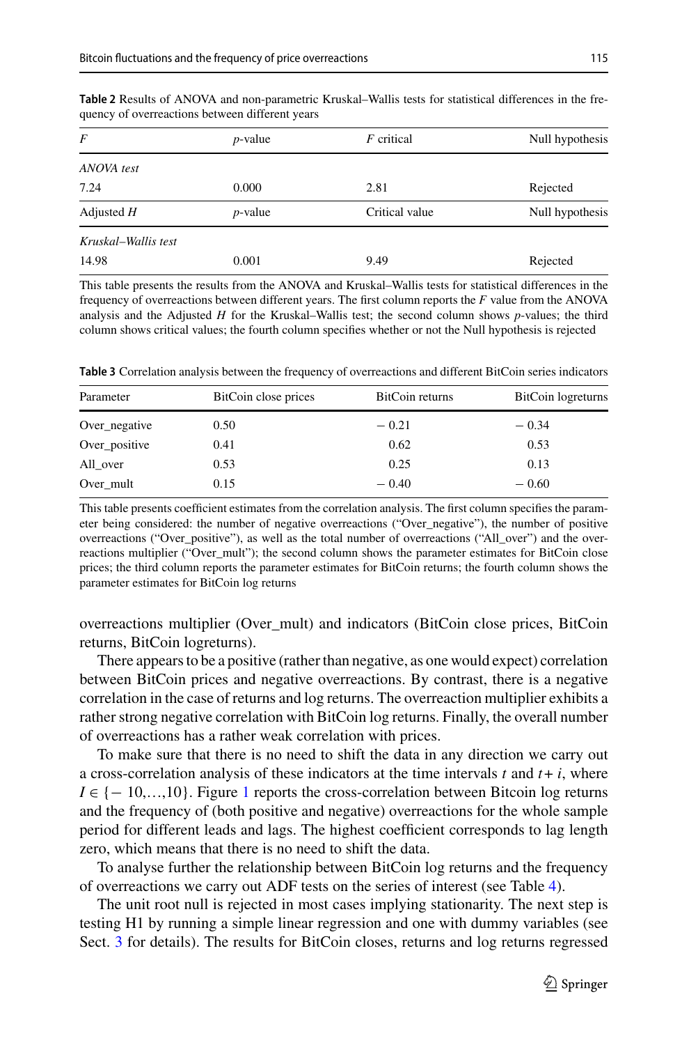**Table 2** Results of ANOVA and non-parametric Kruskal–Wallis tests for statistical differences in the frequency of overreactions between different years

| *F* | *p*-value | *F* critical | Null hypothesis |
|---|---|---|---|
| *ANOVA test* | | | |
| 7.24 | 0.000 | 2.81 | Rejected |
| Adjusted *H* | *p*-value | Critical value | Null hypothesis |
| *Kruskal–Wallis test* | | | |
| 14.98 | 0.001 | 9.49 | Rejected |

This table presents the results from the ANOVA and Kruskal–Wallis tests for statistical differences in the frequency of overreactions between different years. The first column reports the *F* value from the ANOVA analysis and the Adjusted *H* for the Kruskal–Wallis test; the second column shows *p*-values; the third column shows critical values; the fourth column specifies whether or not the Null hypothesis is rejected

**Table 3** Correlation analysis between the frequency of overreactions and different BitCoin series indicators

| Parameter | BitCoin close prices | BitCoin returns | BitCoin logreturns |
|---|---|---|---|
| Over_negative | 0.50 | − 0.21 | − 0.34 |
| Over_positive | 0.41 | 0.62 | 0.53 |
| All_over | 0.53 | 0.25 | 0.13 |
| Over_mult | 0.15 | − 0.40 | − 0.60 |

This table presents coefficient estimates from the correlation analysis. The first column specifies the parameter being considered: the number of negative overreactions ("Over_negative"), the number of positive overreactions ("Over_positive"), as well as the total number of overreactions ("All_over") and the overreactions multiplier ("Over_mult"); the second column shows the parameter estimates for BitCoin close prices; the third column reports the parameter estimates for BitCoin returns; the fourth column shows the parameter estimates for BitCoin log returns

overreactions multiplier (Over_mult) and indicators (BitCoin close prices, BitCoin returns, BitCoin logreturns).

There appears to be a positive (rather than negative, as one would expect) correlation between BitCoin prices and negative overreactions. By contrast, there is a negative correlation in the case of returns and log returns. The overreaction multiplier exhibits a rather strong negative correlation with BitCoin log returns. Finally, the overall number of overreactions has a rather weak correlation with prices.

To make sure that there is no need to shift the data in any direction we carry out a cross-correlation analysis of these indicators at the time intervals $t$ and $t+i$, where $I \in \{-10,\ldots,10\}$. Figure 1 reports the cross-correlation between Bitcoin log returns and the frequency of (both positive and negative) overreactions for the whole sample period for different leads and lags. The highest coefficient corresponds to lag length zero, which means that there is no need to shift the data.

To analyse further the relationship between BitCoin log returns and the frequency of overreactions we carry out ADF tests on the series of interest (see Table 4).

The unit root null is rejected in most cases implying stationarity. The next step is testing H1 by running a simple linear regression and one with dummy variables (see Sect. 3 for details). The results for BitCoin closes, returns and log returns regressed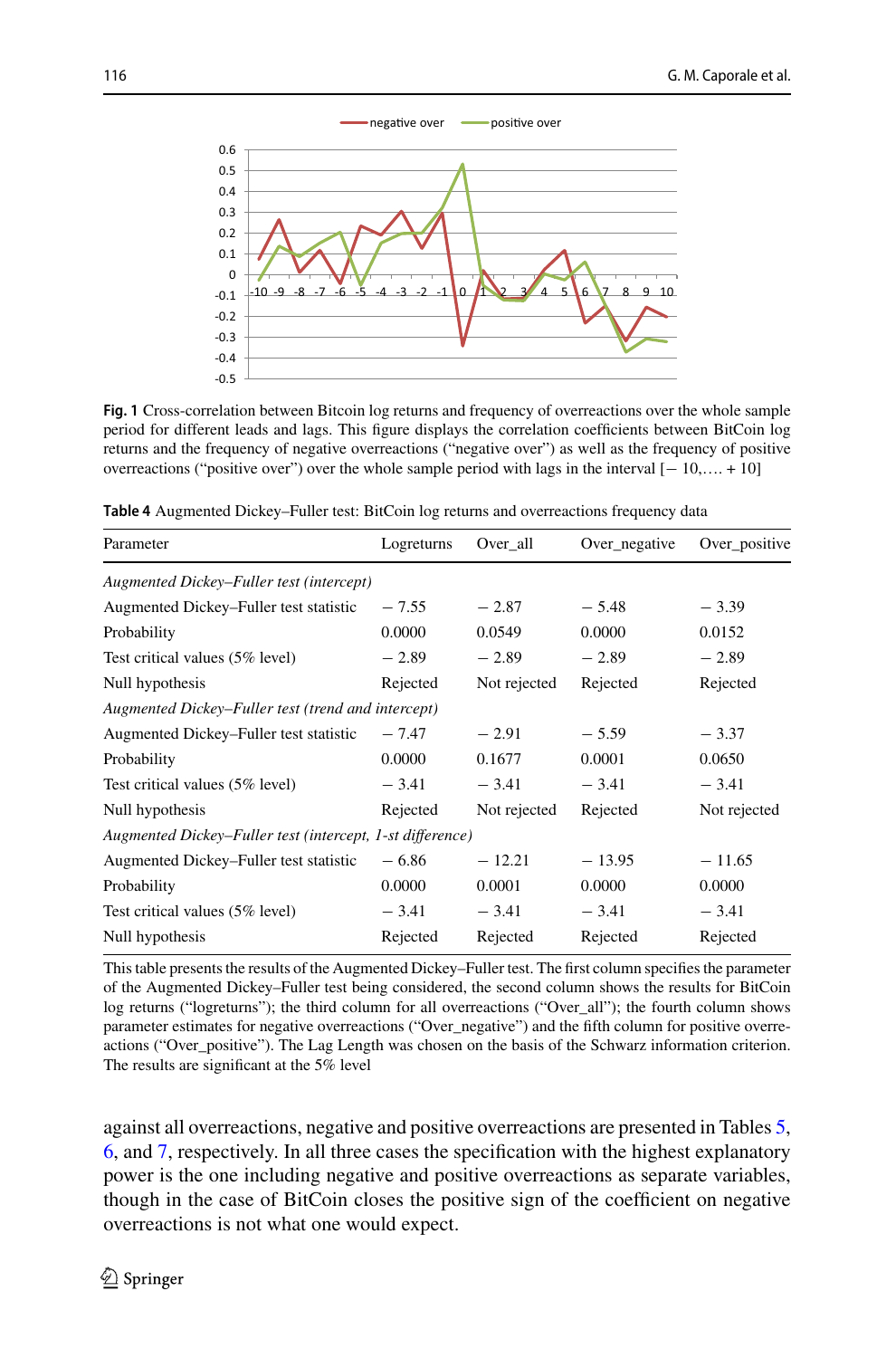**Fig. 1** Cross-correlation between Bitcoin log returns and frequency of overreactions over the whole sample period for different leads and lags. This figure displays the correlation coefficients between BitCoin log returns and the frequency of negative overreactions ("negative over") as well as the frequency of positive overreactions ("positive over") over the whole sample period with lags in the interval [− 10,…. + 10]

**Table 4** Augmented Dickey–Fuller test: BitCoin log returns and overreactions frequency data

| Parameter | Logreturns | Over_all | Over_negative | Over_positive |
|---|---|---|---|---|
| *Augmented Dickey–Fuller test (intercept)* | | | | |
| Augmented Dickey–Fuller test statistic | − 7.55 | − 2.87 | − 5.48 | − 3.39 |
| Probability | 0.0000 | 0.0549 | 0.0000 | 0.0152 |
| Test critical values (5% level) | − 2.89 | − 2.89 | − 2.89 | − 2.89 |
| Null hypothesis | Rejected | Not rejected | Rejected | Rejected |
| *Augmented Dickey–Fuller test (trend and intercept)* | | | | |
| Augmented Dickey–Fuller test statistic | − 7.47 | − 2.91 | − 5.59 | − 3.37 |
| Probability | 0.0000 | 0.1677 | 0.0001 | 0.0650 |
| Test critical values (5% level) | − 3.41 | − 3.41 | − 3.41 | − 3.41 |
| Null hypothesis | Rejected | Not rejected | Rejected | Not rejected |
| *Augmented Dickey–Fuller test (intercept, 1-st difference)* | | | | |
| Augmented Dickey–Fuller test statistic | − 6.86 | − 12.21 | − 13.95 | − 11.65 |
| Probability | 0.0000 | 0.0001 | 0.0000 | 0.0000 |
| Test critical values (5% level) | − 3.41 | − 3.41 | − 3.41 | − 3.41 |
| Null hypothesis | Rejected | Rejected | Rejected | Rejected |

This table presents the results of the Augmented Dickey–Fuller test. The first column specifies the parameter of the Augmented Dickey–Fuller test being considered, the second column shows the results for BitCoin log returns ("logreturns"); the third column for all overreactions ("Over_all"); the fourth column shows parameter estimates for negative overreactions ("Over_negative") and the fifth column for positive overreactions ("Over_positive"). The Lag Length was chosen on the basis of the Schwarz information criterion. The results are significant at the 5% level

against all overreactions, negative and positive overreactions are presented in Tables 5, 6, and 7, respectively. In all three cases the specification with the highest explanatory power is the one including negative and positive overreactions as separate variables, though in the case of BitCoin closes the positive sign of the coefficient on negative overreactions is not what one would expect.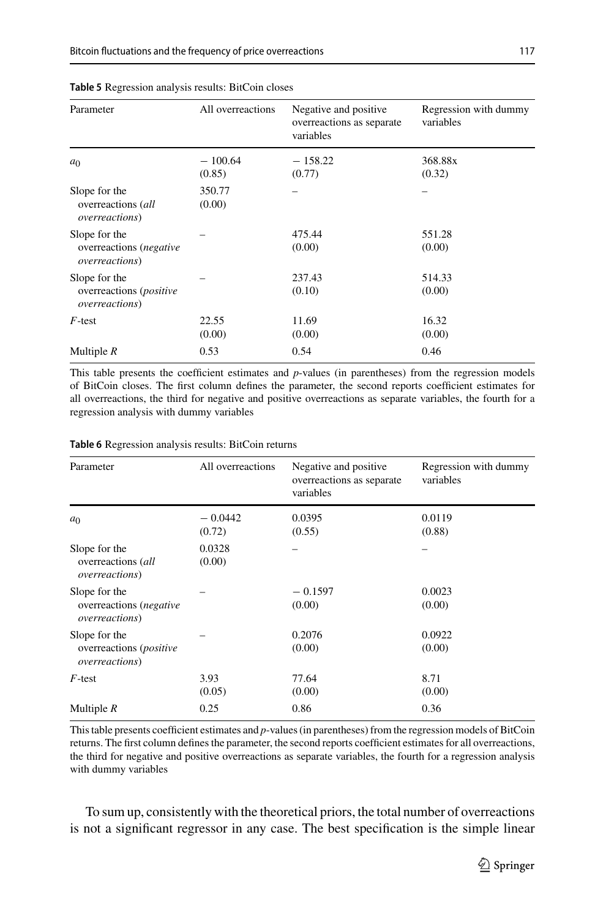**Table 5** Regression analysis results: BitCoin closes

| Parameter | All overreactions | Negative and positive overreactions as separate variables | Regression with dummy variables |
|---|---|---|---|
| $a_0$ | − 100.64<br>(0.85) | − 158.22<br>(0.77) | 368.88x<br>(0.32) |
| Slope for the overreactions (*all overreactions*) | 350.77<br>(0.00) | – | – |
| Slope for the overreactions (*negative overreactions*) | – | 475.44<br>(0.00) | 551.28<br>(0.00) |
| Slope for the overreactions (*positive overreactions*) | – | 237.43<br>(0.10) | 514.33<br>(0.00) |
| *F*-test | 22.55<br>(0.00) | 11.69<br>(0.00) | 16.32<br>(0.00) |
| Multiple *R* | 0.53 | 0.54 | 0.46 |

This table presents the coefficient estimates and *p*-values (in parentheses) from the regression models of BitCoin closes. The first column defines the parameter, the second reports coefficient estimates for all overreactions, the third for negative and positive overreactions as separate variables, the fourth for a regression analysis with dummy variables

**Table 6** Regression analysis results: BitCoin returns

| Parameter | All overreactions | Negative and positive overreactions as separate variables | Regression with dummy variables |
|---|---|---|---|
| $a_0$ | − 0.0442<br>(0.72) | 0.0395<br>(0.55) | 0.0119<br>(0.88) |
| Slope for the overreactions (*all overreactions*) | 0.0328<br>(0.00) | – | – |
| Slope for the overreactions (*negative overreactions*) | – | − 0.1597<br>(0.00) | 0.0023<br>(0.00) |
| Slope for the overreactions (*positive overreactions*) | – | 0.2076<br>(0.00) | 0.0922<br>(0.00) |
| *F*-test | 3.93<br>(0.05) | 77.64<br>(0.00) | 8.71<br>(0.00) |
| Multiple *R* | 0.25 | 0.86 | 0.36 |

This table presents coefficient estimates and *p*-values (in parentheses) from the regression models of BitCoin returns. The first column defines the parameter, the second reports coefficient estimates for all overreactions, the third for negative and positive overreactions as separate variables, the fourth for a regression analysis with dummy variables

To sum up, consistently with the theoretical priors, the total number of overreactions is not a significant regressor in any case. The best specification is the simple linear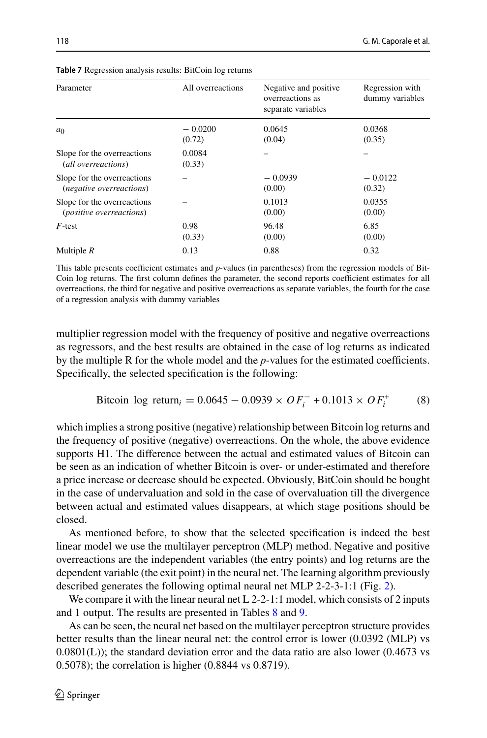**Table 7** Regression analysis results: BitCoin log returns

| Parameter | All overreactions | Negative and positive overreactions as separate variables | Regression with dummy variables |
|---|---|---|---|
| $a_0$ | − 0.0200 (0.72) | 0.0645 (0.04) | 0.0368 (0.35) |
| Slope for the overreactions (*all overreactions*) | 0.0084 (0.33) | – | – |
| Slope for the overreactions (*negative overreactions*) | – | − 0.0939 (0.00) | − 0.0122 (0.32) |
| Slope for the overreactions (*positive overreactions*) | – | 0.1013 (0.00) | 0.0355 (0.00) |
| *F*-test | 0.98 (0.33) | 96.48 (0.00) | 6.85 (0.00) |
| Multiple *R* | 0.13 | 0.88 | 0.32 |

This table presents coefficient estimates and *p*-values (in parentheses) from the regression models of BitCoin log returns. The first column defines the parameter, the second reports coefficient estimates for all overreactions, the third for negative and positive overreactions as separate variables, the fourth for the case of a regression analysis with dummy variables

multiplier regression model with the frequency of positive and negative overreactions as regressors, and the best results are obtained in the case of log returns as indicated by the multiple R for the whole model and the *p*-values for the estimated coefficients. Specifically, the selected specification is the following:

$$\text{Bitcoin log return}_i = 0.0645 - 0.0939 \times OF_i^- + 0.1013 \times OF_i^+ \tag{8}$$

which implies a strong positive (negative) relationship between Bitcoin log returns and the frequency of positive (negative) overreactions. On the whole, the above evidence supports H1. The difference between the actual and estimated values of Bitcoin can be seen as an indication of whether Bitcoin is over- or under-estimated and therefore a price increase or decrease should be expected. Obviously, BitCoin should be bought in the case of undervaluation and sold in the case of overvaluation till the divergence between actual and estimated values disappears, at which stage positions should be closed.

As mentioned before, to show that the selected specification is indeed the best linear model we use the multilayer perceptron (MLP) method. Negative and positive overreactions are the independent variables (the entry points) and log returns are the dependent variable (the exit point) in the neural net. The learning algorithm previously described generates the following optimal neural net MLP 2-2-3-1:1 (Fig. 2).

We compare it with the linear neural net L 2-2-1:1 model, which consists of 2 inputs and 1 output. The results are presented in Tables 8 and 9.

As can be seen, the neural net based on the multilayer perceptron structure provides better results than the linear neural net: the control error is lower (0.0392 (MLP) vs 0.0801(L)); the standard deviation error and the data ratio are also lower (0.4673 vs 0.5078); the correlation is higher (0.8844 vs 0.8719).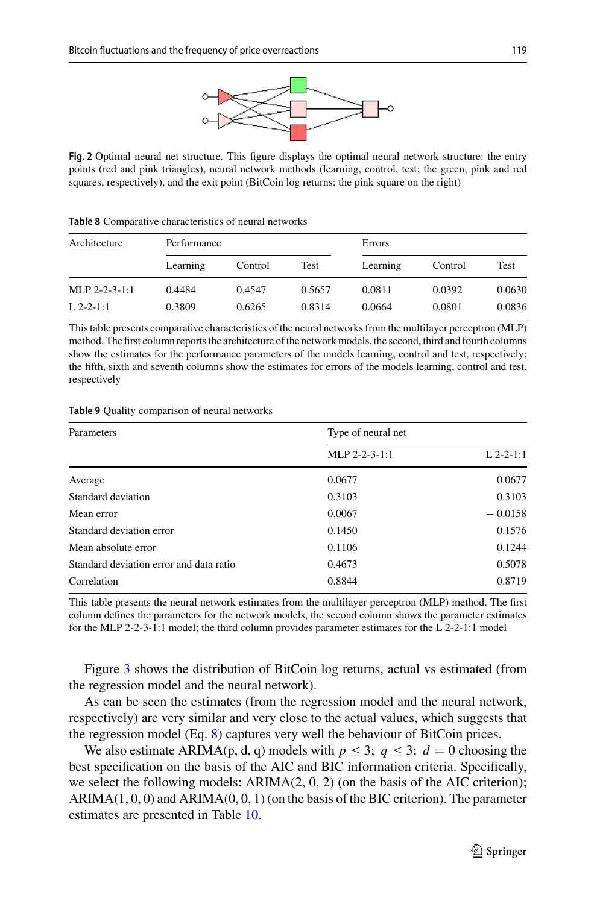**Fig. 2** Optimal neural net structure. This figure displays the optimal neural network structure: the entry points (red and pink triangles), neural network methods (learning, control, test; the green, pink and red squares, respectively), and the exit point (BitCoin log returns; the pink square on the right)

**Table 8** Comparative characteristics of neural networks

| Architecture | Performance | | | Errors | | |
|---|---|---|---|---|---|---|
| | Learning | Control | Test | Learning | Control | Test |
| MLP 2-2-3-1:1 | 0.4484 | 0.4547 | 0.5657 | 0.0811 | 0.0392 | 0.0630 |
| L 2-2-1:1 | 0.3809 | 0.6265 | 0.8314 | 0.0664 | 0.0801 | 0.0836 |

This table presents comparative characteristics of the neural networks from the multilayer perceptron (MLP) method. The first column reports the architecture of the network models, the second, third and fourth columns show the estimates for the performance parameters of the models learning, control and test, respectively; the fifth, sixth and seventh columns show the estimates for errors of the models learning, control and test, respectively

**Table 9** Quality comparison of neural networks

| Parameters | Type of neural net | |
|---|---|---|
| | MLP 2-2-3-1:1 | L 2-2-1:1 |
| Average | 0.0677 | 0.0677 |
| Standard deviation | 0.3103 | 0.3103 |
| Mean error | 0.0067 | − 0.0158 |
| Standard deviation error | 0.1450 | 0.1576 |
| Mean absolute error | 0.1106 | 0.1244 |
| Standard deviation error and data ratio | 0.4673 | 0.5078 |
| Correlation | 0.8844 | 0.8719 |

This table presents the neural network estimates from the multilayer perceptron (MLP) method. The first column defines the parameters for the network models, the second column shows the parameter estimates for the MLP 2-2-3-1:1 model; the third column provides parameter estimates for the L 2-2-1:1 model

Figure 3 shows the distribution of BitCoin log returns, actual vs estimated (from the regression model and the neural network).

As can be seen the estimates (from the regression model and the neural network, respectively) are very similar and very close to the actual values, which suggests that the regression model (Eq. 8) captures very well the behaviour of BitCoin prices.

We also estimate ARIMA(p, d, q) models with $p \leq 3$; $q \leq 3$; $d = 0$ choosing the best specification on the basis of the AIC and BIC information criteria. Specifically, we select the following models: ARIMA(2, 0, 2) (on the basis of the AIC criterion); ARIMA(1, 0, 0) and ARIMA(0, 0, 1) (on the basis of the BIC criterion). The parameter estimates are presented in Table 10.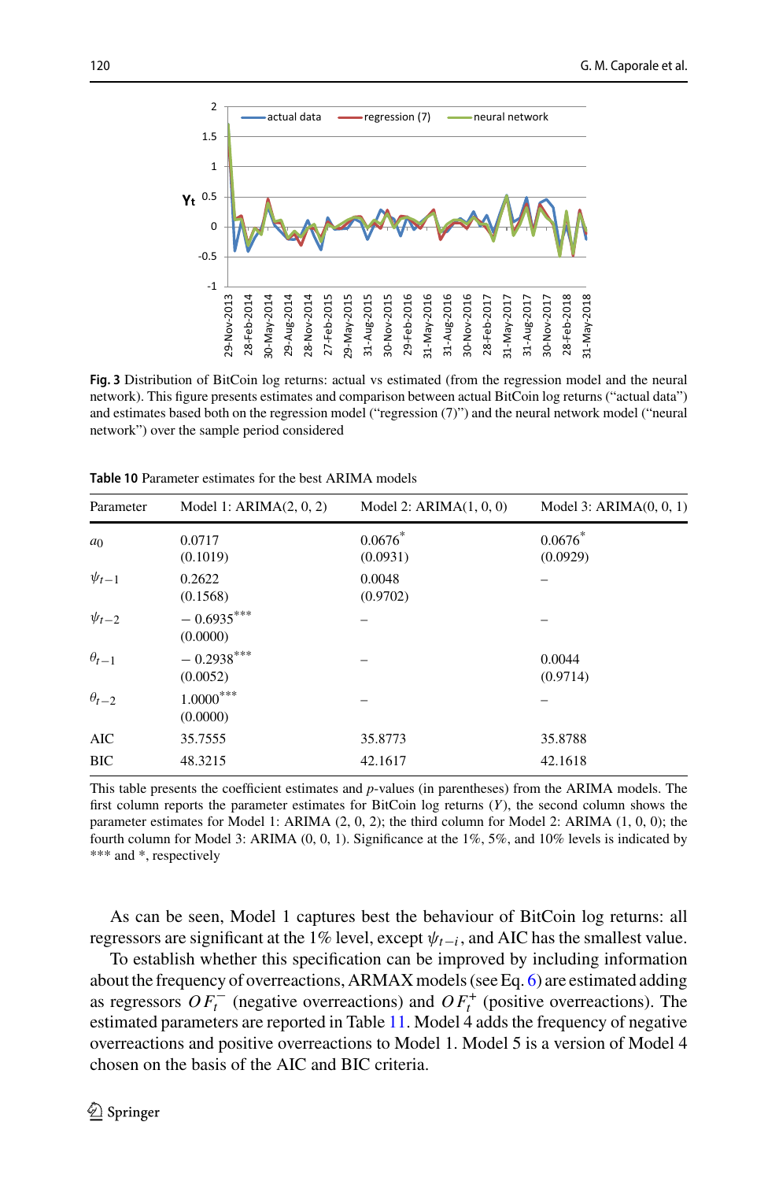Fig. 3 Distribution of BitCoin log returns: actual vs estimated (from the regression model and the neural network). This figure presents estimates and comparison between actual BitCoin log returns (“actual data”) and estimates based both on the regression model (“regression (7)”) and the neural network model (“neural network”) over the sample period considered

**Table 10** Parameter estimates for the best ARIMA models

| Parameter | Model 1: ARIMA(2, 0, 2) | Model 2: ARIMA(1, 0, 0) | Model 3: ARIMA(0, 0, 1) |
|---|---|---|---|
| $a_0$ | 0.0717<br>(0.1019) | $0.0676^{*}$<br>(0.0931) | $0.0676^{*}$<br>(0.0929) |
| $\psi_{t-1}$ | 0.2622<br>(0.1568) | 0.0048<br>(0.9702) | – |
| $\psi_{t-2}$ | $-\,0.6935^{***}$<br>(0.0000) | – | – |
| $\theta_{t-1}$ | $-\,0.2938^{***}$<br>(0.0052) | – | 0.0044<br>(0.9714) |
| $\theta_{t-2}$ | $1.0000^{***}$<br>(0.0000) | – | – |
| AIC | 35.7555 | 35.8773 | 35.8788 |
| BIC | 48.3215 | 42.1617 | 42.1618 |

This table presents the coefficient estimates and $p$-values (in parentheses) from the ARIMA models. The first column reports the parameter estimates for BitCoin log returns ($Y$), the second column shows the parameter estimates for Model 1: ARIMA (2, 0, 2); the third column for Model 2: ARIMA (1, 0, 0); the fourth column for Model 3: ARIMA (0, 0, 1). Significance at the 1%, 5%, and 10% levels is indicated by *** and *, respectively

As can be seen, Model 1 captures best the behaviour of BitCoin log returns: all regressors are significant at the 1% level, except $\psi_{t-i}$, and AIC has the smallest value.

To establish whether this specification can be improved by including information about the frequency of overreactions, ARMAX models (see Eq. 6) are estimated adding as regressors $OF_t^-$ (negative overreactions) and $OF_t^+$ (positive overreactions). The estimated parameters are reported in Table 11. Model 4 adds the frequency of negative overreactions and positive overreactions to Model 1. Model 5 is a version of Model 4 chosen on the basis of the AIC and BIC criteria.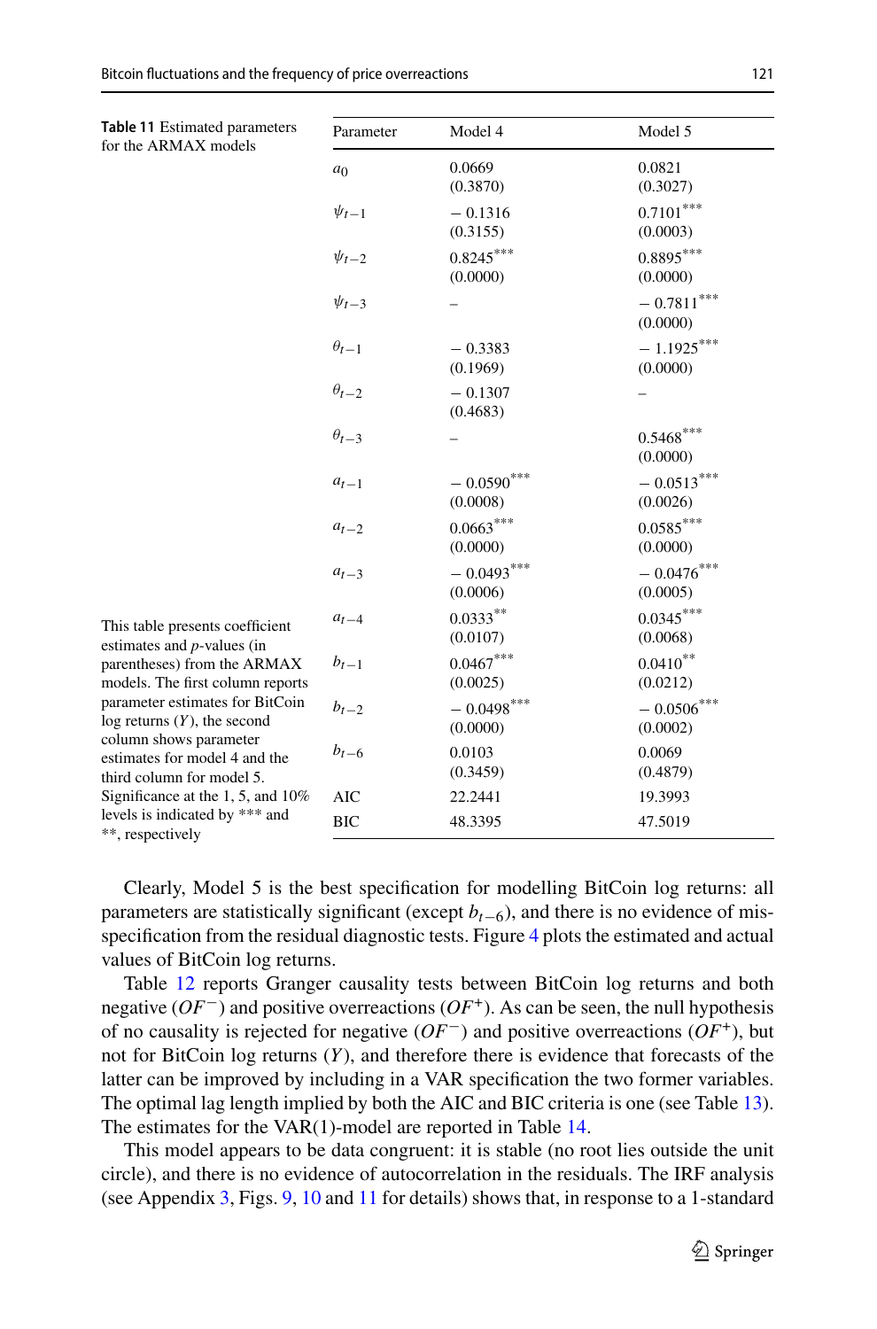**Table 11** Estimated parameters for the ARMAX models

| Parameter | Model 4 | Model 5 |
|---|---|---|
| $a_0$ | 0.0669 (0.3870) | 0.0821 (0.3027) |
| $\psi_{t-1}$ | − 0.1316 (0.3155) | 0.7101*** (0.0003) |
| $\psi_{t-2}$ | 0.8245*** (0.0000) | 0.8895*** (0.0000) |
| $\psi_{t-3}$ | – | − 0.7811*** (0.0000) |
| $\theta_{t-1}$ | − 0.3383 (0.1969) | − 1.1925*** (0.0000) |
| $\theta_{t-2}$ | − 0.1307 (0.4683) | – |
| $\theta_{t-3}$ | – | 0.5468*** (0.0000) |
| $a_{t-1}$ | − 0.0590*** (0.0008) | − 0.0513*** (0.0026) |
| $a_{t-2}$ | 0.0663*** (0.0000) | 0.0585*** (0.0000) |
| $a_{t-3}$ | − 0.0493*** (0.0006) | − 0.0476*** (0.0005) |
| $a_{t-4}$ | 0.0333** (0.0107) | 0.0345*** (0.0068) |
| $b_{t-1}$ | 0.0467*** (0.0025) | 0.0410** (0.0212) |
| $b_{t-2}$ | − 0.0498*** (0.0000) | − 0.0506*** (0.0002) |
| $b_{t-6}$ | 0.0103 (0.3459) | 0.0069 (0.4879) |
| AIC | 22.2441 | 19.3993 |
| BIC | 48.3395 | 47.5019 |

This table presents coefficient estimates and *p*-values (in parentheses) from the ARMAX models. The first column reports parameter estimates for BitCoin log returns ($Y$), the second column shows parameter estimates for model 4 and the third column for model 5. Significance at the 1, 5, and 10% levels is indicated by *** and **, respectively

Clearly, Model 5 is the best specification for modelling BitCoin log returns: all parameters are statistically significant (except $b_{t-6}$), and there is no evidence of misspecification from the residual diagnostic tests. Figure 4 plots the estimated and actual values of BitCoin log returns.

Table 12 reports Granger causality tests between BitCoin log returns and both negative ($OF^{-}$) and positive overreactions ($OF^{+}$). As can be seen, the null hypothesis of no causality is rejected for negative ($OF^{-}$) and positive overreactions ($OF^{+}$), but not for BitCoin log returns ($Y$), and therefore there is evidence that forecasts of the latter can be improved by including in a VAR specification the two former variables. The optimal lag length implied by both the AIC and BIC criteria is one (see Table 13). The estimates for the VAR(1)-model are reported in Table 14.

This model appears to be data congruent: it is stable (no root lies outside the unit circle), and there is no evidence of autocorrelation in the residuals. The IRF analysis (see Appendix 3, Figs. 9, 10 and 11 for details) shows that, in response to a 1-standard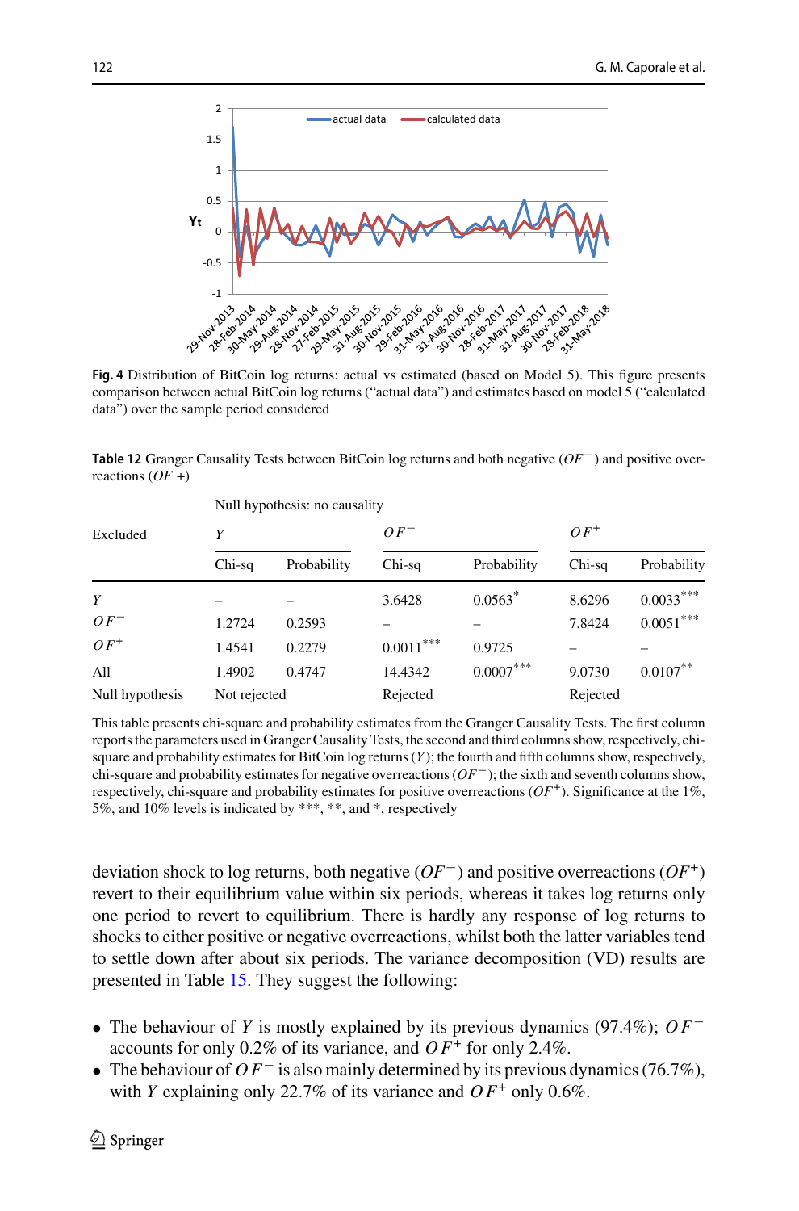**Fig. 4** Distribution of BitCoin log returns: actual vs estimated (based on Model 5). This figure presents comparison between actual BitCoin log returns ("actual data") and estimates based on model 5 ("calculated data") over the sample period considered

**Table 12** Granger Causality Tests between BitCoin log returns and both negative ($OF^{-}$) and positive overreactions ($OF+$)

| Excluded | Null hypothesis: no causality | | | | | |
|---|---|---|---|---|---|---|
| | $Y$ | | $OF^{-}$ | | $OF^{+}$ | |
| | Chi-sq | Probability | Chi-sq | Probability | Chi-sq | Probability |
| $Y$ | – | – | 3.6428 | 0.0563* | 8.6296 | 0.0033*** |
| $OF^{-}$ | 1.2724 | 0.2593 | – | – | 7.8424 | 0.0051*** |
| $OF^{+}$ | 1.4541 | 0.2279 | 0.0011*** | 0.9725 | – | – |
| All | 1.4902 | 0.4747 | 14.4342 | 0.0007*** | 9.0730 | 0.0107** |
| Null hypothesis | Not rejected | | Rejected | | Rejected | |

This table presents chi-square and probability estimates from the Granger Causality Tests. The first column reports the parameters used in Granger Causality Tests, the second and third columns show, respectively, chi-square and probability estimates for BitCoin log returns ($Y$); the fourth and fifth columns show, respectively, chi-square and probability estimates for negative overreactions ($OF^{-}$); the sixth and seventh columns show, respectively, chi-square and probability estimates for positive overreactions ($OF^{+}$). Significance at the 1%, 5%, and 10% levels is indicated by ***, **, and *, respectively

deviation shock to log returns, both negative ($OF^{-}$) and positive overreactions ($OF^{+}$) revert to their equilibrium value within six periods, whereas it takes log returns only one period to revert to equilibrium. There is hardly any response of log returns to shocks to either positive or negative overreactions, whilst both the latter variables tend to settle down after about six periods. The variance decomposition (VD) results are presented in Table 15. They suggest the following:

- The behaviour of $Y$ is mostly explained by its previous dynamics (97.4%); $OF^{-}$ accounts for only 0.2% of its variance, and $OF^{+}$ for only 2.4%.
- The behaviour of $OF^{-}$ is also mainly determined by its previous dynamics (76.7%), with $Y$ explaining only 22.7% of its variance and $OF^{+}$ only 0.6%.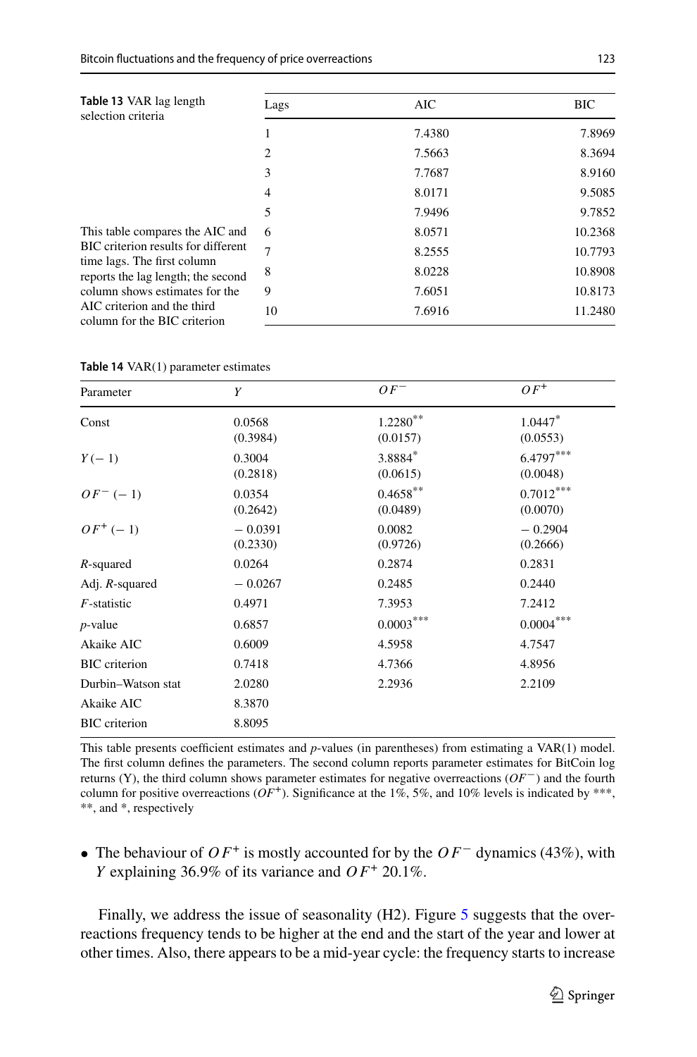**Table 13** VAR lag length selection criteria

This table compares the AIC and BIC criterion results for different time lags. The first column reports the lag length; the second column shows estimates for the AIC criterion and the third column for the BIC criterion

| Lags | AIC | BIC |
|---|---|---|
| 1 | 7.4380 | 7.8969 |
| 2 | 7.5663 | 8.3694 |
| 3 | 7.7687 | 8.9160 |
| 4 | 8.0171 | 9.5085 |
| 5 | 7.9496 | 9.7852 |
| 6 | 8.0571 | 10.2368 |
| 7 | 8.2555 | 10.7793 |
| 8 | 8.0228 | 10.8908 |
| 9 | 7.6051 | 10.8173 |
| 10 | 7.6916 | 11.2480 |

**Table 14** VAR(1) parameter estimates

| Parameter | $Y$ | $OF^{-}$ | $OF^{+}$ |
|---|---|---|---|
| Const | 0.0568 (0.3984) | 1.2280** (0.0157) | 1.0447* (0.0553) |
| $Y(-1)$ | 0.3004 (0.2818) | 3.8884* (0.0615) | 6.4797*** (0.0048) |
| $OF^{-}(-1)$ | 0.0354 (0.2642) | 0.4658** (0.0489) | 0.7012*** (0.0070) |
| $OF^{+}(-1)$ | − 0.0391 (0.2330) | 0.0082 (0.9726) | − 0.2904 (0.2666) |
| $R$-squared | 0.0264 | 0.2874 | 0.2831 |
| Adj. $R$-squared | − 0.0267 | 0.2485 | 0.2440 |
| $F$-statistic | 0.4971 | 7.3953 | 7.2412 |
| $p$-value | 0.6857 | 0.0003*** | 0.0004*** |
| Akaike AIC | 0.6009 | 4.5958 | 4.7547 |
| BIC criterion | 0.7418 | 4.7366 | 4.8956 |
| Durbin–Watson stat | 2.0280 | 2.2936 | 2.2109 |
| Akaike AIC | 8.3870 | | |
| BIC criterion | 8.8095 | | |

This table presents coefficient estimates and $p$-values (in parentheses) from estimating a VAR(1) model. The first column defines the parameters. The second column reports parameter estimates for BitCoin log returns (Y), the third column shows parameter estimates for negative overreactions ($OF^{-}$) and the fourth column for positive overreactions ($OF^{+}$). Significance at the 1%, 5%, and 10% levels is indicated by ***, **, and *, respectively

- The behaviour of $OF^{+}$ is mostly accounted for by the $OF^{-}$ dynamics (43%), with $Y$ explaining 36.9% of its variance and $OF^{+}$ 20.1%.

Finally, we address the issue of seasonality (H2). Figure 5 suggests that the overreactions frequency tends to be higher at the end and the start of the year and lower at other times. Also, there appears to be a mid-year cycle: the frequency starts to increase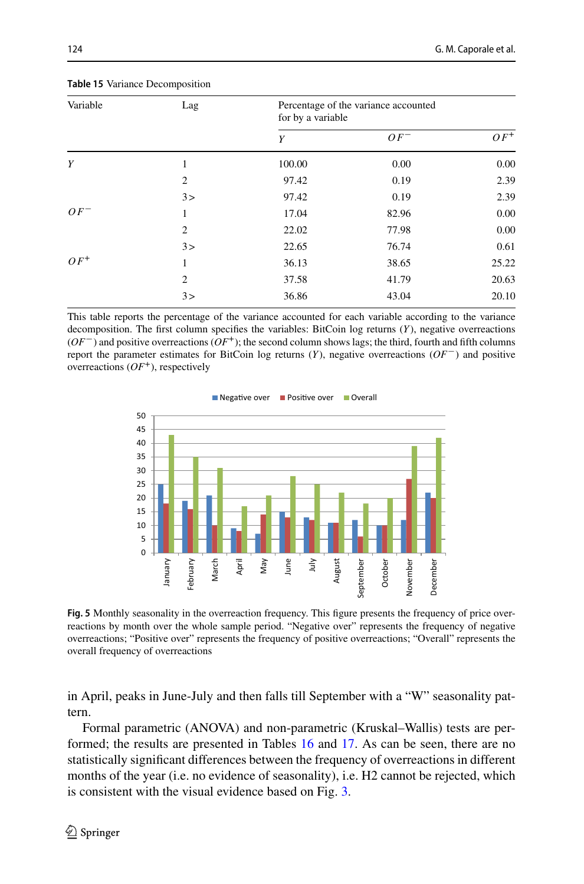**Table 15** Variance Decomposition

| Variable | Lag | Percentage of the variance accounted for by a variable | | |
|---|---|---|---|---|
| | | $Y$ | $OF^-$ | $OF^+$ |
| $Y$ | 1 | 100.00 | 0.00 | 0.00 |
| | 2 | 97.42 | 0.19 | 2.39 |
| | 3> | 97.42 | 0.19 | 2.39 |
| $OF^-$ | 1 | 17.04 | 82.96 | 0.00 |
| | 2 | 22.02 | 77.98 | 0.00 |
| | 3> | 22.65 | 76.74 | 0.61 |
| $OF^+$ | 1 | 36.13 | 38.65 | 25.22 |
| | 2 | 37.58 | 41.79 | 20.63 |
| | 3> | 36.86 | 43.04 | 20.10 |

This table reports the percentage of the variance accounted for each variable according to the variance decomposition. The first column specifies the variables: BitCoin log returns ($Y$), negative overreactions ($OF^-$) and positive overreactions ($OF^+$); the second column shows lags; the third, fourth and fifth columns report the parameter estimates for BitCoin log returns ($Y$), negative overreactions ($OF^-$) and positive overreactions ($OF^+$), respectively

**Fig. 5** Monthly seasonality in the overreaction frequency. This figure presents the frequency of price overreactions by month over the whole sample period. "Negative over" represents the frequency of negative overreactions; "Positive over" represents the frequency of positive overreactions; "Overall" represents the overall frequency of overreactions

in April, peaks in June-July and then falls till September with a "W" seasonality pattern.

Formal parametric (ANOVA) and non-parametric (Kruskal–Wallis) tests are performed; the results are presented in Tables 16 and 17. As can be seen, there are no statistically significant differences between the frequency of overreactions in different months of the year (i.e. no evidence of seasonality), i.e. H2 cannot be rejected, which is consistent with the visual evidence based on Fig. 3.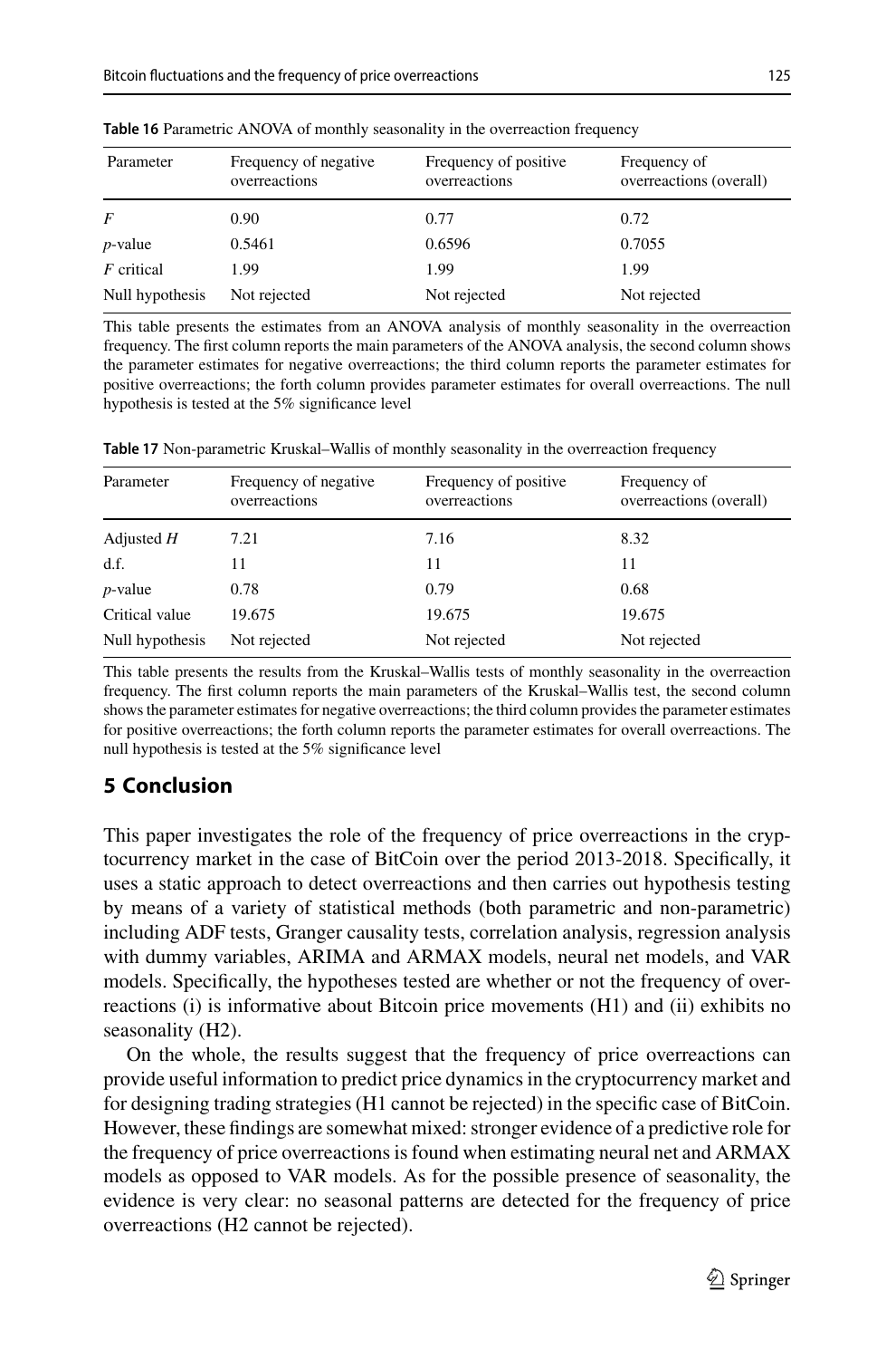**Table 16** Parametric ANOVA of monthly seasonality in the overreaction frequency

| Parameter | Frequency of negative overreactions | Frequency of positive overreactions | Frequency of overreactions (overall) |
|---|---|---|---|
| $F$ | 0.90 | 0.77 | 0.72 |
| $p$-value | 0.5461 | 0.6596 | 0.7055 |
| $F$ critical | 1.99 | 1.99 | 1.99 |
| Null hypothesis | Not rejected | Not rejected | Not rejected |

This table presents the estimates from an ANOVA analysis of monthly seasonality in the overreaction frequency. The first column reports the main parameters of the ANOVA analysis, the second column shows the parameter estimates for negative overreactions; the third column reports the parameter estimates for positive overreactions; the forth column provides parameter estimates for overall overreactions. The null hypothesis is tested at the 5% significance level

**Table 17** Non-parametric Kruskal–Wallis of monthly seasonality in the overreaction frequency

| Parameter | Frequency of negative overreactions | Frequency of positive overreactions | Frequency of overreactions (overall) |
|---|---|---|---|
| Adjusted $H$ | 7.21 | 7.16 | 8.32 |
| d.f. | 11 | 11 | 11 |
| $p$-value | 0.78 | 0.79 | 0.68 |
| Critical value | 19.675 | 19.675 | 19.675 |
| Null hypothesis | Not rejected | Not rejected | Not rejected |

This table presents the results from the Kruskal–Wallis tests of monthly seasonality in the overreaction frequency. The first column reports the main parameters of the Kruskal–Wallis test, the second column shows the parameter estimates for negative overreactions; the third column provides the parameter estimates for positive overreactions; the forth column reports the parameter estimates for overall overreactions. The null hypothesis is tested at the 5% significance level

## 5 Conclusion

This paper investigates the role of the frequency of price overreactions in the cryptocurrency market in the case of BitCoin over the period 2013-2018. Specifically, it uses a static approach to detect overreactions and then carries out hypothesis testing by means of a variety of statistical methods (both parametric and non-parametric) including ADF tests, Granger causality tests, correlation analysis, regression analysis with dummy variables, ARIMA and ARMAX models, neural net models, and VAR models. Specifically, the hypotheses tested are whether or not the frequency of overreactions (i) is informative about Bitcoin price movements (H1) and (ii) exhibits no seasonality (H2).

On the whole, the results suggest that the frequency of price overreactions can provide useful information to predict price dynamics in the cryptocurrency market and for designing trading strategies (H1 cannot be rejected) in the specific case of BitCoin. However, these findings are somewhat mixed: stronger evidence of a predictive role for the frequency of price overreactions is found when estimating neural net and ARMAX models as opposed to VAR models. As for the possible presence of seasonality, the evidence is very clear: no seasonal patterns are detected for the frequency of price overreactions (H2 cannot be rejected).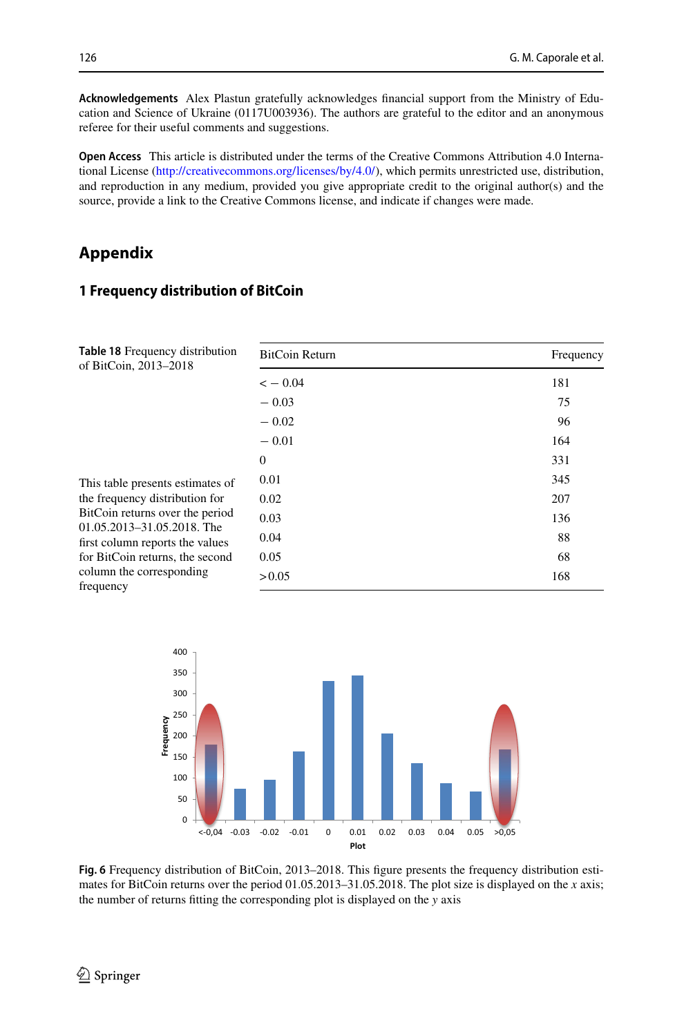**Acknowledgements** Alex Plastun gratefully acknowledges financial support from the Ministry of Education and Science of Ukraine (0117U003936). The authors are grateful to the editor and an anonymous referee for their useful comments and suggestions.

**Open Access** This article is distributed under the terms of the Creative Commons Attribution 4.0 International License (http://creativecommons.org/licenses/by/4.0/), which permits unrestricted use, distribution, and reproduction in any medium, provided you give appropriate credit to the original author(s) and the source, provide a link to the Creative Commons license, and indicate if changes were made.

# Appendix

## 1 Frequency distribution of BitCoin

**Table 18** Frequency distribution of BitCoin, 2013–2018

| BitCoin Return | Frequency |
|---|---|
| < − 0.04 | 181 |
| − 0.03 | 75 |
| − 0.02 | 96 |
| − 0.01 | 164 |
| 0 | 331 |
| 0.01 | 345 |
| 0.02 | 207 |
| 0.03 | 136 |
| 0.04 | 88 |
| 0.05 | 68 |
| > 0.05 | 168 |

This table presents estimates of the frequency distribution for BitCoin returns over the period 01.05.2013–31.05.2018. The first column reports the values for BitCoin returns, the second column the corresponding frequency

**Fig. 6** Frequency distribution of BitCoin, 2013–2018. This figure presents the frequency distribution estimates for BitCoin returns over the period 01.05.2013–31.05.2018. The plot size is displayed on the *x* axis; the number of returns fitting the corresponding plot is displayed on the *y* axis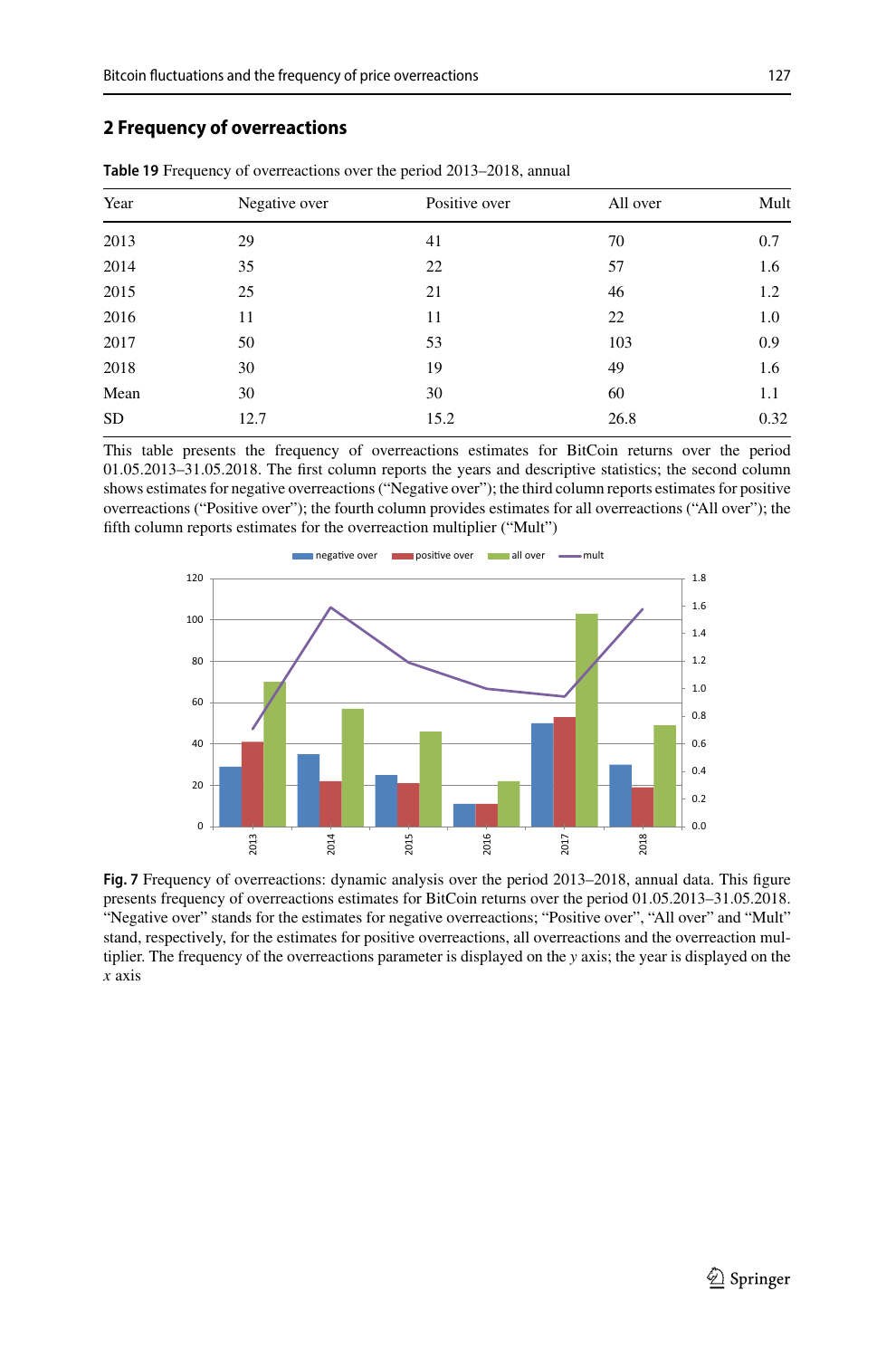## 2 Frequency of overreactions

**Table 19** Frequency of overreactions over the period 2013–2018, annual

| Year | Negative over | Positive over | All over | Mult |
|---|---|---|---|---|
| 2013 | 29 | 41 | 70 | 0.7 |
| 2014 | 35 | 22 | 57 | 1.6 |
| 2015 | 25 | 21 | 46 | 1.2 |
| 2016 | 11 | 11 | 22 | 1.0 |
| 2017 | 50 | 53 | 103 | 0.9 |
| 2018 | 30 | 19 | 49 | 1.6 |
| Mean | 30 | 30 | 60 | 1.1 |
| SD | 12.7 | 15.2 | 26.8 | 0.32 |

This table presents the frequency of overreactions estimates for BitCoin returns over the period 01.05.2013–31.05.2018. The first column reports the years and descriptive statistics; the second column shows estimates for negative overreactions ("Negative over"); the third column reports estimates for positive overreactions ("Positive over"); the fourth column provides estimates for all overreactions ("All over"); the fifth column reports estimates for the overreaction multiplier ("Mult")

**Fig. 7** Frequency of overreactions: dynamic analysis over the period 2013–2018, annual data. This figure presents frequency of overreactions estimates for BitCoin returns over the period 01.05.2013–31.05.2018. "Negative over" stands for the estimates for negative overreactions; "Positive over", "All over" and "Mult" stand, respectively, for the estimates for positive overreactions, all overreactions and the overreaction multiplier. The frequency of the overreactions parameter is displayed on the *y* axis; the year is displayed on the *x* axis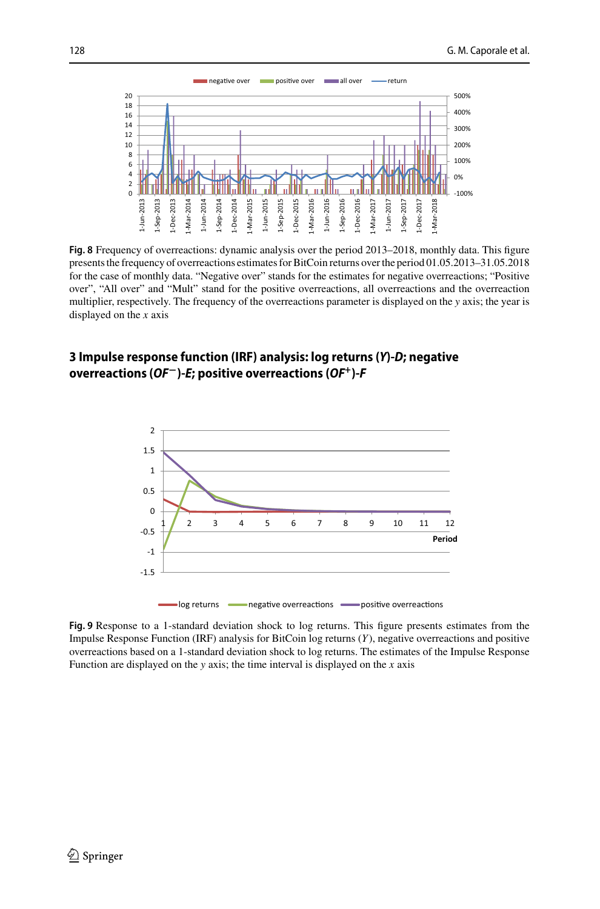**Fig. 8** Frequency of overreactions: dynamic analysis over the period 2013–2018, monthly data. This figure presents the frequency of overreactions estimates for BitCoin returns over the period 01.05.2013–31.05.2018 for the case of monthly data. "Negative over" stands for the estimates for negative overreactions; "Positive over", "All over" and "Mult" stand for the positive overreactions, all overreactions and the overreaction multiplier, respectively. The frequency of the overreactions parameter is displayed on the $y$ axis; the year is displayed on the $x$ axis

## 3 Impulse response function (IRF) analysis: log returns ($Y$)-*D*; negative overreactions ($OF^{-}$)-*E*; positive overreactions ($OF^{+}$)-*F*

**Fig. 9** Response to a 1-standard deviation shock to log returns. This figure presents estimates from the Impulse Response Function (IRF) analysis for BitCoin log returns ($Y$), negative overreactions and positive overreactions based on a 1-standard deviation shock to log returns. The estimates of the Impulse Response Function are displayed on the $y$ axis; the time interval is displayed on the $x$ axis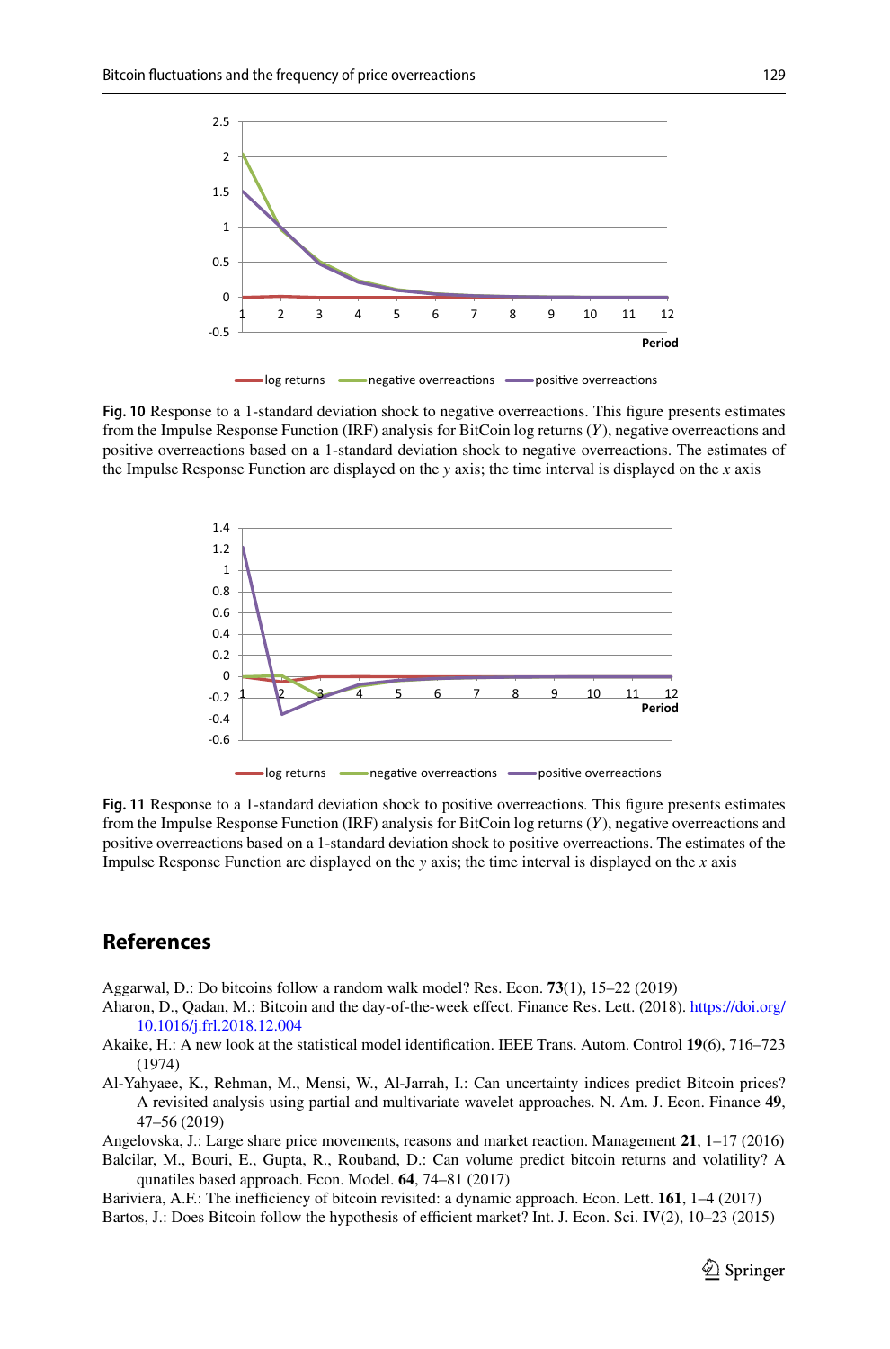**Fig. 10** Response to a 1-standard deviation shock to negative overreactions. This figure presents estimates from the Impulse Response Function (IRF) analysis for BitCoin log returns ($Y$), negative overreactions and positive overreactions based on a 1-standard deviation shock to negative overreactions. The estimates of the Impulse Response Function are displayed on the $y$ axis; the time interval is displayed on the $x$ axis

**Fig. 11** Response to a 1-standard deviation shock to positive overreactions. This figure presents estimates from the Impulse Response Function (IRF) analysis for BitCoin log returns ($Y$), negative overreactions and positive overreactions based on a 1-standard deviation shock to positive overreactions. The estimates of the Impulse Response Function are displayed on the $y$ axis; the time interval is displayed on the $x$ axis

## References

Aggarwal, D.: Do bitcoins follow a random walk model? Res. Econ. **73**(1), 15–22 (2019)

Aharon, D., Qadan, M.: Bitcoin and the day-of-the-week effect. Finance Res. Lett. (2018). https://doi.org/10.1016/j.frl.2018.12.004

Akaike, H.: A new look at the statistical model identification. IEEE Trans. Autom. Control **19**(6), 716–723 (1974)

Al-Yahyaee, K., Rehman, M., Mensi, W., Al-Jarrah, I.: Can uncertainty indices predict Bitcoin prices? A revisited analysis using partial and multivariate wavelet approaches. N. Am. J. Econ. Finance **49**, 47–56 (2019)

Angelovska, J.: Large share price movements, reasons and market reaction. Management **21**, 1–17 (2016)

Balcilar, M., Bouri, E., Gupta, R., Rouband, D.: Can volume predict bitcoin returns and volatility? A qunatiles based approach. Econ. Model. **64**, 74–81 (2017)

Bariviera, A.F.: The inefficiency of bitcoin revisited: a dynamic approach. Econ. Lett. **161**, 1–4 (2017)

Bartos, J.: Does Bitcoin follow the hypothesis of efficient market? Int. J. Econ. Sci. **IV**(2), 10–23 (2015)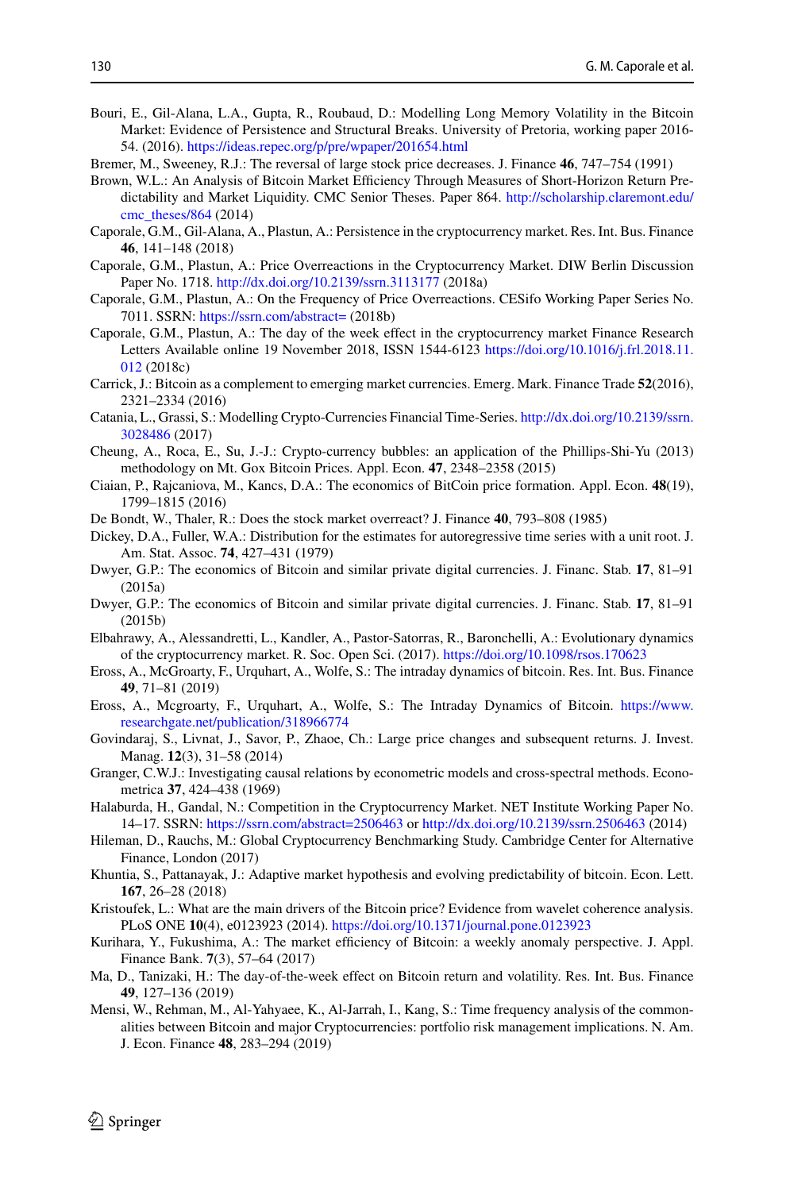Bouri, E., Gil-Alana, L.A., Gupta, R., Roubaud, D.: Modelling Long Memory Volatility in the Bitcoin Market: Evidence of Persistence and Structural Breaks. University of Pretoria, working paper 2016-54. (2016). https://ideas.repec.org/p/pre/wpaper/201654.html

Bremer, M., Sweeney, R.J.: The reversal of large stock price decreases. J. Finance **46**, 747–754 (1991)

Brown, W.L.: An Analysis of Bitcoin Market Efficiency Through Measures of Short-Horizon Return Predictability and Market Liquidity. CMC Senior Theses. Paper 864. http://scholarship.claremont.edu/cmc_theses/864 (2014)

Caporale, G.M., Gil-Alana, A., Plastun, A.: Persistence in the cryptocurrency market. Res. Int. Bus. Finance **46**, 141–148 (2018)

Caporale, G.M., Plastun, A.: Price Overreactions in the Cryptocurrency Market. DIW Berlin Discussion Paper No. 1718. http://dx.doi.org/10.2139/ssrn.3113177 (2018a)

Caporale, G.M., Plastun, A.: On the Frequency of Price Overreactions. CESifo Working Paper Series No. 7011. SSRN: https://ssrn.com/abstract= (2018b)

Caporale, G.M., Plastun, A.: The day of the week effect in the cryptocurrency market Finance Research Letters Available online 19 November 2018, ISSN 1544-6123 https://doi.org/10.1016/j.frl.2018.11.012 (2018c)

Carrick, J.: Bitcoin as a complement to emerging market currencies. Emerg. Mark. Finance Trade **52**(2016), 2321–2334 (2016)

Catania, L., Grassi, S.: Modelling Crypto-Currencies Financial Time-Series. http://dx.doi.org/10.2139/ssrn.3028486 (2017)

Cheung, A., Roca, E., Su, J.-J.: Crypto-currency bubbles: an application of the Phillips-Shi-Yu (2013) methodology on Mt. Gox Bitcoin Prices. Appl. Econ. **47**, 2348–2358 (2015)

Ciaian, P., Rajcaniova, M., Kancs, D.A.: The economics of BitCoin price formation. Appl. Econ. **48**(19), 1799–1815 (2016)

De Bondt, W., Thaler, R.: Does the stock market overreact? J. Finance **40**, 793–808 (1985)

Dickey, D.A., Fuller, W.A.: Distribution for the estimates for autoregressive time series with a unit root. J. Am. Stat. Assoc. **74**, 427–431 (1979)

Dwyer, G.P.: The economics of Bitcoin and similar private digital currencies. J. Financ. Stab. **17**, 81–91 (2015a)

Dwyer, G.P.: The economics of Bitcoin and similar private digital currencies. J. Financ. Stab. **17**, 81–91 (2015b)

Elbahrawy, A., Alessandretti, L., Kandler, A., Pastor-Satorras, R., Baronchelli, A.: Evolutionary dynamics of the cryptocurrency market. R. Soc. Open Sci. (2017). https://doi.org/10.1098/rsos.170623

Eross, A., McGroarty, F., Urquhart, A., Wolfe, S.: The intraday dynamics of bitcoin. Res. Int. Bus. Finance **49**, 71–81 (2019)

Eross, A., Mcgroarty, F., Urquhart, A., Wolfe, S.: The Intraday Dynamics of Bitcoin. https://www.researchgate.net/publication/318966774

Govindaraj, S., Livnat, J., Savor, P., Zhaoe, Ch.: Large price changes and subsequent returns. J. Invest. Manag. **12**(3), 31–58 (2014)

Granger, C.W.J.: Investigating causal relations by econometric models and cross-spectral methods. Econometrica **37**, 424–438 (1969)

Halaburda, H., Gandal, N.: Competition in the Cryptocurrency Market. NET Institute Working Paper No. 14–17. SSRN: https://ssrn.com/abstract=2506463 or http://dx.doi.org/10.2139/ssrn.2506463 (2014)

Hileman, D., Rauchs, M.: Global Cryptocurrency Benchmarking Study. Cambridge Center for Alternative Finance, London (2017)

Khuntia, S., Pattanayak, J.: Adaptive market hypothesis and evolving predictability of bitcoin. Econ. Lett. **167**, 26–28 (2018)

Kristoufek, L.: What are the main drivers of the Bitcoin price? Evidence from wavelet coherence analysis. PLoS ONE **10**(4), e0123923 (2014). https://doi.org/10.1371/journal.pone.0123923

Kurihara, Y., Fukushima, A.: The market efficiency of Bitcoin: a weekly anomaly perspective. J. Appl. Finance Bank. **7**(3), 57–64 (2017)

Ma, D., Tanizaki, H.: The day-of-the-week effect on Bitcoin return and volatility. Res. Int. Bus. Finance **49**, 127–136 (2019)

Mensi, W., Rehman, M., Al-Yahyaee, K., Al-Jarrah, I., Kang, S.: Time frequency analysis of the commonalities between Bitcoin and major Cryptocurrencies: portfolio risk management implications. N. Am. J. Econ. Finance **48**, 283–294 (2019)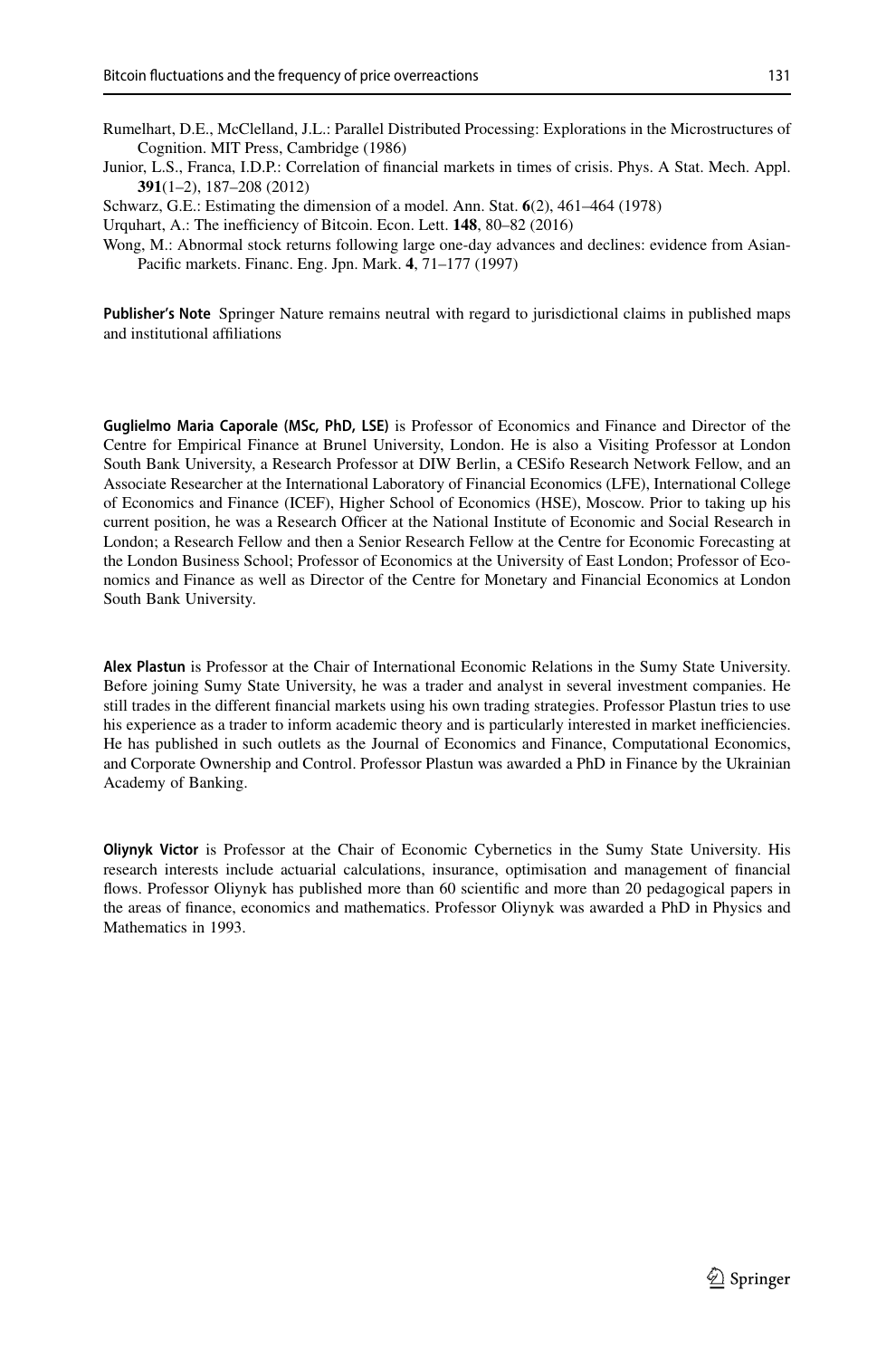Rumelhart, D.E., McClelland, J.L.: Parallel Distributed Processing: Explorations in the Microstructures of Cognition. MIT Press, Cambridge (1986)

Junior, L.S., Franca, I.D.P.: Correlation of financial markets in times of crisis. Phys. A Stat. Mech. Appl. **391**(1–2), 187–208 (2012)

Schwarz, G.E.: Estimating the dimension of a model. Ann. Stat. **6**(2), 461–464 (1978)

Urquhart, A.: The inefficiency of Bitcoin. Econ. Lett. **148**, 80–82 (2016)

Wong, M.: Abnormal stock returns following large one-day advances and declines: evidence from Asian-Pacific markets. Financ. Eng. Jpn. Mark. **4**, 71–177 (1997)

**Publisher's Note** Springer Nature remains neutral with regard to jurisdictional claims in published maps and institutional affiliations

**Guglielmo Maria Caporale (MSc, PhD, LSE)** is Professor of Economics and Finance and Director of the Centre for Empirical Finance at Brunel University, London. He is also a Visiting Professor at London South Bank University, a Research Professor at DIW Berlin, a CESifo Research Network Fellow, and an Associate Researcher at the International Laboratory of Financial Economics (LFE), International College of Economics and Finance (ICEF), Higher School of Economics (HSE), Moscow. Prior to taking up his current position, he was a Research Officer at the National Institute of Economic and Social Research in London; a Research Fellow and then a Senior Research Fellow at the Centre for Economic Forecasting at the London Business School; Professor of Economics at the University of East London; Professor of Economics and Finance as well as Director of the Centre for Monetary and Financial Economics at London South Bank University.

**Alex Plastun** is Professor at the Chair of International Economic Relations in the Sumy State University. Before joining Sumy State University, he was a trader and analyst in several investment companies. He still trades in the different financial markets using his own trading strategies. Professor Plastun tries to use his experience as a trader to inform academic theory and is particularly interested in market inefficiencies. He has published in such outlets as the Journal of Economics and Finance, Computational Economics, and Corporate Ownership and Control. Professor Plastun was awarded a PhD in Finance by the Ukrainian Academy of Banking.

**Oliynyk Victor** is Professor at the Chair of Economic Cybernetics in the Sumy State University. His research interests include actuarial calculations, insurance, optimisation and management of financial flows. Professor Oliynyk has published more than 60 scientific and more than 20 pedagogical papers in the areas of finance, economics and mathematics. Professor Oliynyk was awarded a PhD in Physics and Mathematics in 1993.